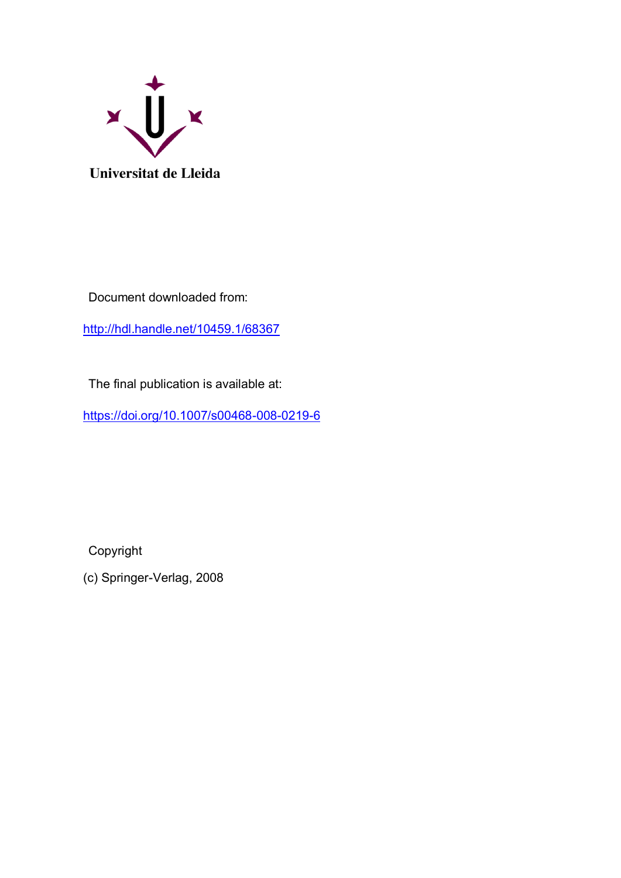Universitat de Lleida

Document downloaded from:

http://hdl.handle.net/10459.1/68367

The final publication is available at:

https://doi.org/10.1007/s00468-008-0219-6

Copyright

(c) Springer-Verlag, 2008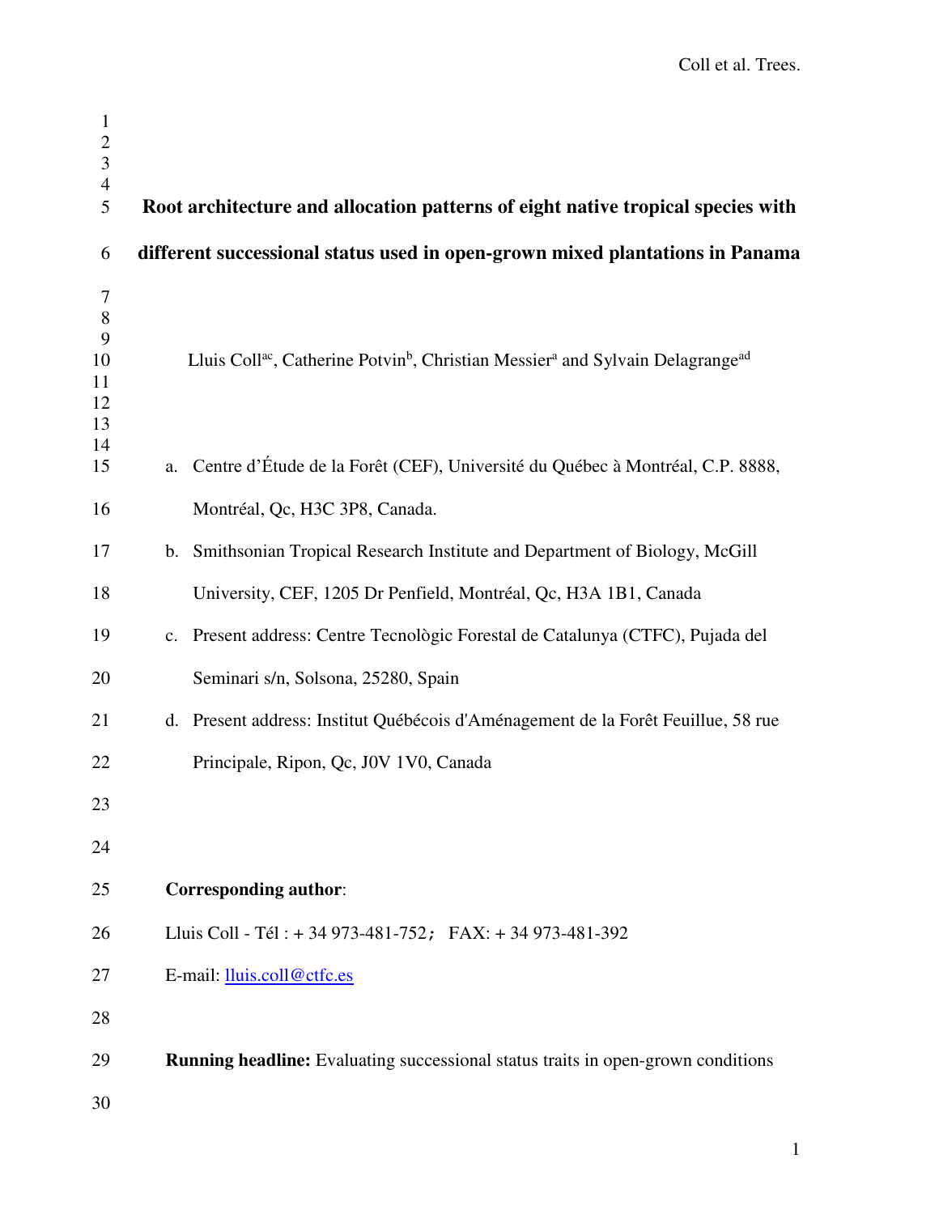# Root architecture and allocation patterns of eight native tropical species with different successional status used in open-grown mixed plantations in Panama

Lluis Coll[ac], Catherine Potvin[b], Christian Messier[a] and Sylvain Delagrange[ad]

a. Centre d'Étude de la Forêt (CEF), Université du Québec à Montréal, C.P. 8888, Montréal, Qc, H3C 3P8, Canada.
b. Smithsonian Tropical Research Institute and Department of Biology, McGill University, CEF, 1205 Dr Penfield, Montréal, Qc, H3A 1B1, Canada
c. Present address: Centre Tecnològic Forestal de Catalunya (CTFC), Pujada del Seminari s/n, Solsona, 25280, Spain
d. Present address: Institut Québécois d'Aménagement de la Forêt Feuillue, 58 rue Principale, Ripon, Qc, J0V 1V0, Canada

**Corresponding author**:

Lluis Coll - Tél : + 34 973-481-752; FAX: + 34 973-481-392

E-mail: lluis.coll@ctfc.es

**Running headline:** Evaluating successional status traits in open-grown conditions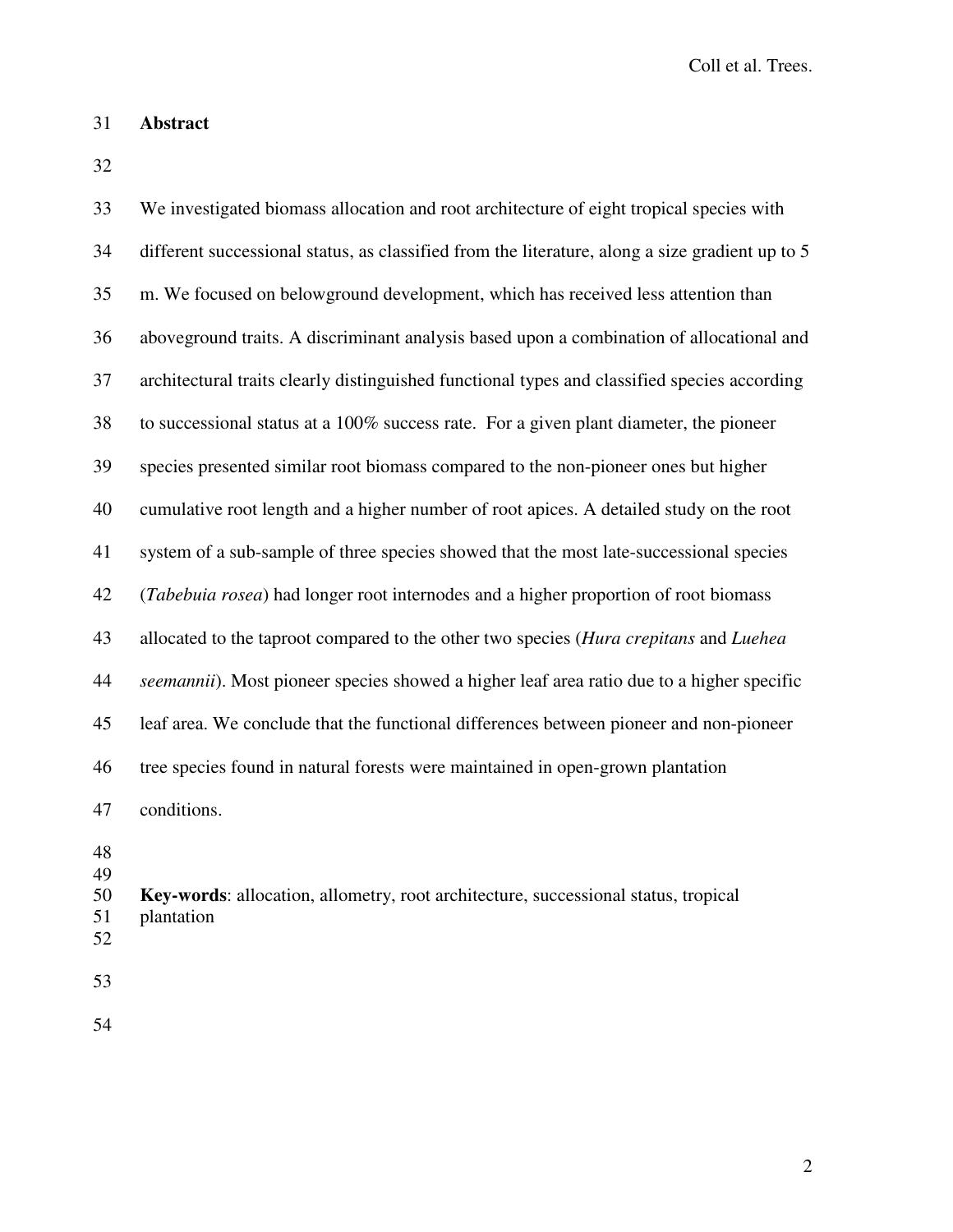## Abstract

We investigated biomass allocation and root architecture of eight tropical species with different successional status, as classified from the literature, along a size gradient up to 5 m. We focused on belowground development, which has received less attention than aboveground traits. A discriminant analysis based upon a combination of allocational and architectural traits clearly distinguished functional types and classified species according to successional status at a 100% success rate. For a given plant diameter, the pioneer species presented similar root biomass compared to the non-pioneer ones but higher cumulative root length and a higher number of root apices. A detailed study on the root system of a sub-sample of three species showed that the most late-successional species (*Tabebuia rosea*) had longer root internodes and a higher proportion of root biomass allocated to the taproot compared to the other two species (*Hura crepitans* and *Luehea seemannii*). Most pioneer species showed a higher leaf area ratio due to a higher specific leaf area. We conclude that the functional differences between pioneer and non-pioneer tree species found in natural forests were maintained in open-grown plantation conditions.

**Key-words**: allocation, allometry, root architecture, successional status, tropical plantation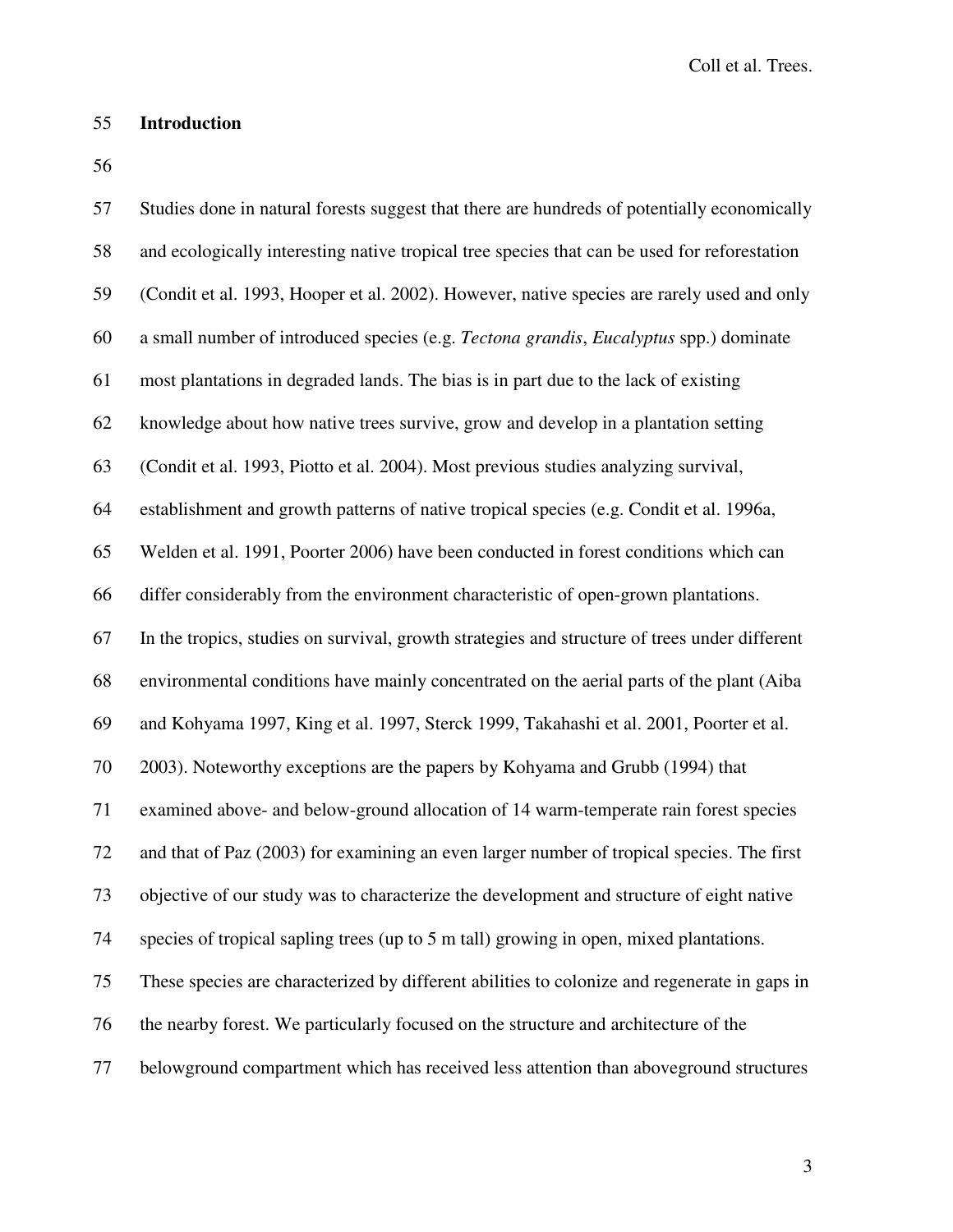## Introduction

Studies done in natural forests suggest that there are hundreds of potentially economically and ecologically interesting native tropical tree species that can be used for reforestation (Condit et al. 1993, Hooper et al. 2002). However, native species are rarely used and only a small number of introduced species (e.g. *Tectona grandis*, *Eucalyptus* spp.) dominate most plantations in degraded lands. The bias is in part due to the lack of existing knowledge about how native trees survive, grow and develop in a plantation setting (Condit et al. 1993, Piotto et al. 2004). Most previous studies analyzing survival, establishment and growth patterns of native tropical species (e.g. Condit et al. 1996a, Welden et al. 1991, Poorter 2006) have been conducted in forest conditions which can differ considerably from the environment characteristic of open-grown plantations. In the tropics, studies on survival, growth strategies and structure of trees under different environmental conditions have mainly concentrated on the aerial parts of the plant (Aiba and Kohyama 1997, King et al. 1997, Sterck 1999, Takahashi et al. 2001, Poorter et al. 2003). Noteworthy exceptions are the papers by Kohyama and Grubb (1994) that examined above- and below-ground allocation of 14 warm-temperate rain forest species and that of Paz (2003) for examining an even larger number of tropical species. The first objective of our study was to characterize the development and structure of eight native species of tropical sapling trees (up to 5 m tall) growing in open, mixed plantations. These species are characterized by different abilities to colonize and regenerate in gaps in the nearby forest. We particularly focused on the structure and architecture of the belowground compartment which has received less attention than aboveground structures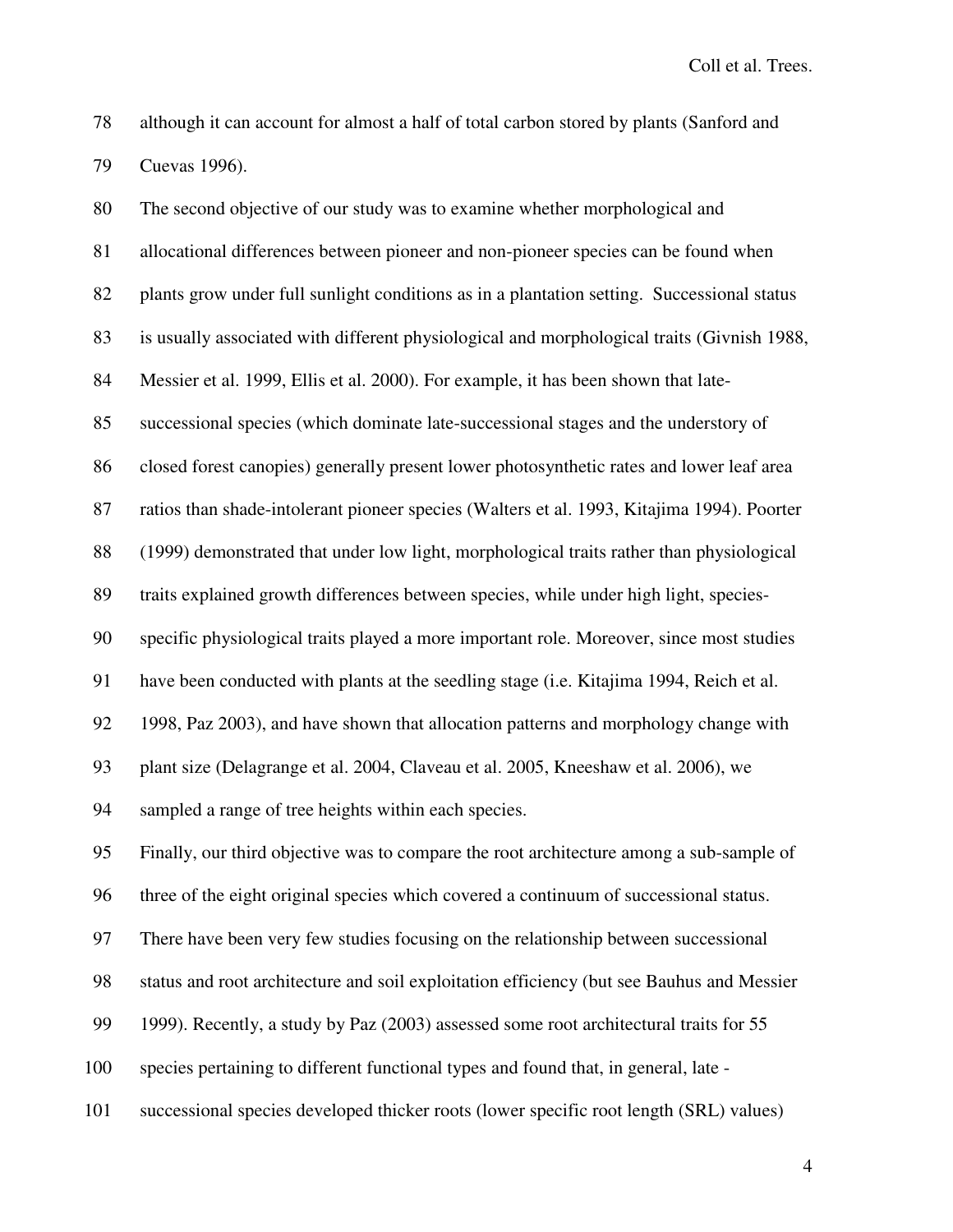although it can account for almost a half of total carbon stored by plants (Sanford and Cuevas 1996).

The second objective of our study was to examine whether morphological and allocational differences between pioneer and non-pioneer species can be found when plants grow under full sunlight conditions as in a plantation setting. Successional status is usually associated with different physiological and morphological traits (Givnish 1988, Messier et al. 1999, Ellis et al. 2000). For example, it has been shown that late-successional species (which dominate late-successional stages and the understory of closed forest canopies) generally present lower photosynthetic rates and lower leaf area ratios than shade-intolerant pioneer species (Walters et al. 1993, Kitajima 1994). Poorter (1999) demonstrated that under low light, morphological traits rather than physiological traits explained growth differences between species, while under high light, species-specific physiological traits played a more important role. Moreover, since most studies have been conducted with plants at the seedling stage (i.e. Kitajima 1994, Reich et al. 1998, Paz 2003), and have shown that allocation patterns and morphology change with plant size (Delagrange et al. 2004, Claveau et al. 2005, Kneeshaw et al. 2006), we sampled a range of tree heights within each species.

Finally, our third objective was to compare the root architecture among a sub-sample of three of the eight original species which covered a continuum of successional status. There have been very few studies focusing on the relationship between successional status and root architecture and soil exploitation efficiency (but see Bauhus and Messier 1999). Recently, a study by Paz (2003) assessed some root architectural traits for 55 species pertaining to different functional types and found that, in general, late - successional species developed thicker roots (lower specific root length (SRL) values)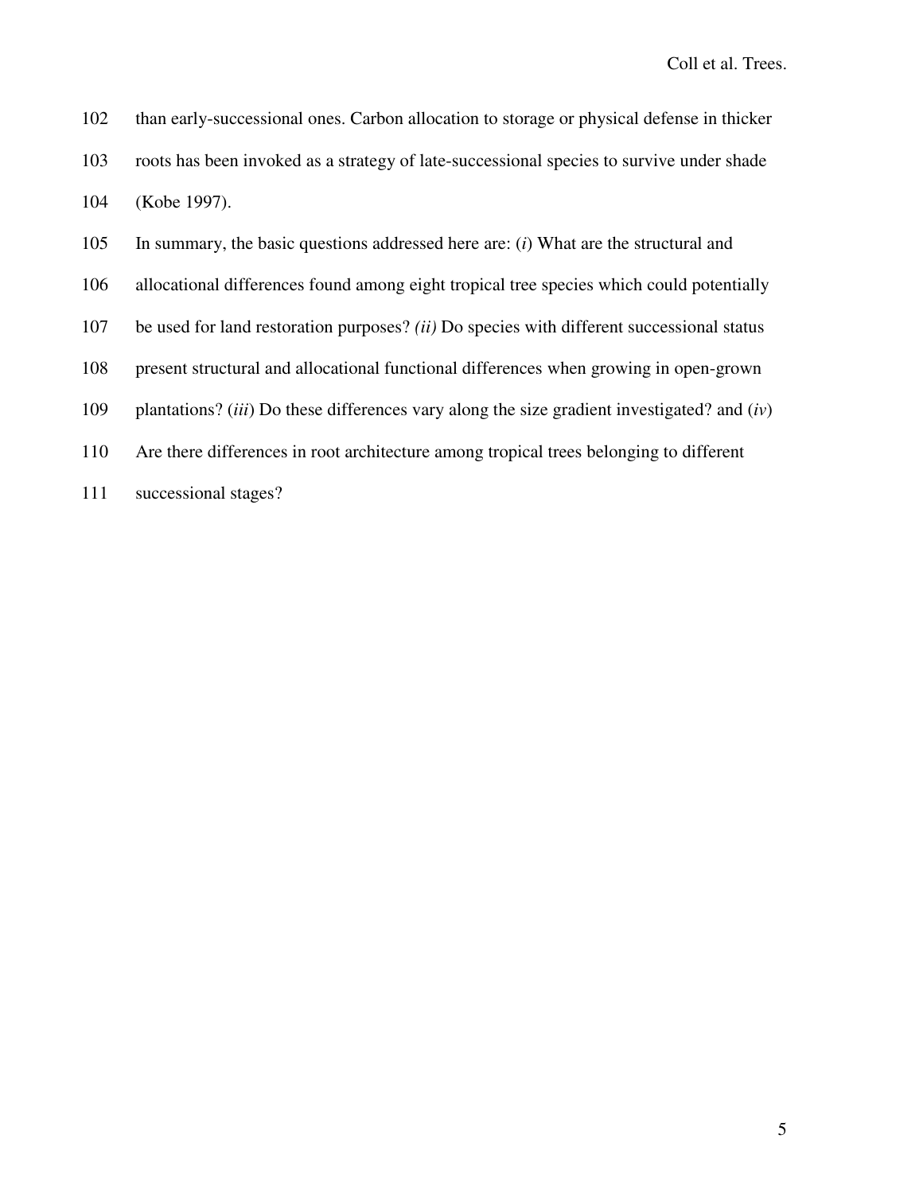than early-successional ones. Carbon allocation to storage or physical defense in thicker roots has been invoked as a strategy of late-successional species to survive under shade (Kobe 1997).

In summary, the basic questions addressed here are: (*i*) What are the structural and allocational differences found among eight tropical tree species which could potentially be used for land restoration purposes? *(ii)* Do species with different successional status present structural and allocational functional differences when growing in open-grown plantations? (*iii*) Do these differences vary along the size gradient investigated? and (*iv*) Are there differences in root architecture among tropical trees belonging to different successional stages?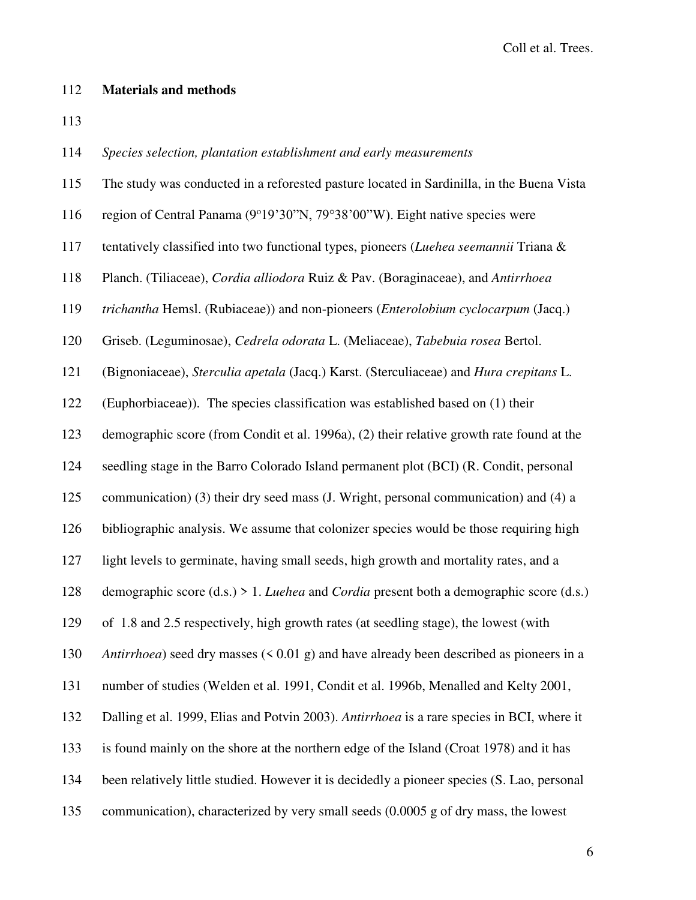**Materials and methods**

*Species selection, plantation establishment and early measurements*

The study was conducted in a reforested pasture located in Sardinilla, in the Buena Vista region of Central Panama (9º19'30"N, 79°38'00"W). Eight native species were tentatively classified into two functional types, pioneers (*Luehea seemannii* Triana & Planch. (Tiliaceae), *Cordia alliodora* Ruiz & Pav. (Boraginaceae), and *Antirrhoea trichantha* Hemsl. (Rubiaceae)) and non-pioneers (*Enterolobium cyclocarpum* (Jacq.) Griseb. (Leguminosae), *Cedrela odorata* L. (Meliaceae), *Tabebuia rosea* Bertol. (Bignoniaceae), *Sterculia apetala* (Jacq.) Karst. (Sterculiaceae) and *Hura crepitans* L. (Euphorbiaceae)). The species classification was established based on (1) their demographic score (from Condit et al. 1996a), (2) their relative growth rate found at the seedling stage in the Barro Colorado Island permanent plot (BCI) (R. Condit, personal communication) (3) their dry seed mass (J. Wright, personal communication) and (4) a bibliographic analysis. We assume that colonizer species would be those requiring high light levels to germinate, having small seeds, high growth and mortality rates, and a demographic score (d.s.) > 1. *Luehea* and *Cordia* present both a demographic score (d.s.) of 1.8 and 2.5 respectively, high growth rates (at seedling stage), the lowest (with *Antirrhoea*) seed dry masses (< 0.01 g) and have already been described as pioneers in a number of studies (Welden et al. 1991, Condit et al. 1996b, Menalled and Kelty 2001, Dalling et al. 1999, Elias and Potvin 2003). *Antirrhoea* is a rare species in BCI, where it is found mainly on the shore at the northern edge of the Island (Croat 1978) and it has been relatively little studied. However it is decidedly a pioneer species (S. Lao, personal communication), characterized by very small seeds (0.0005 g of dry mass, the lowest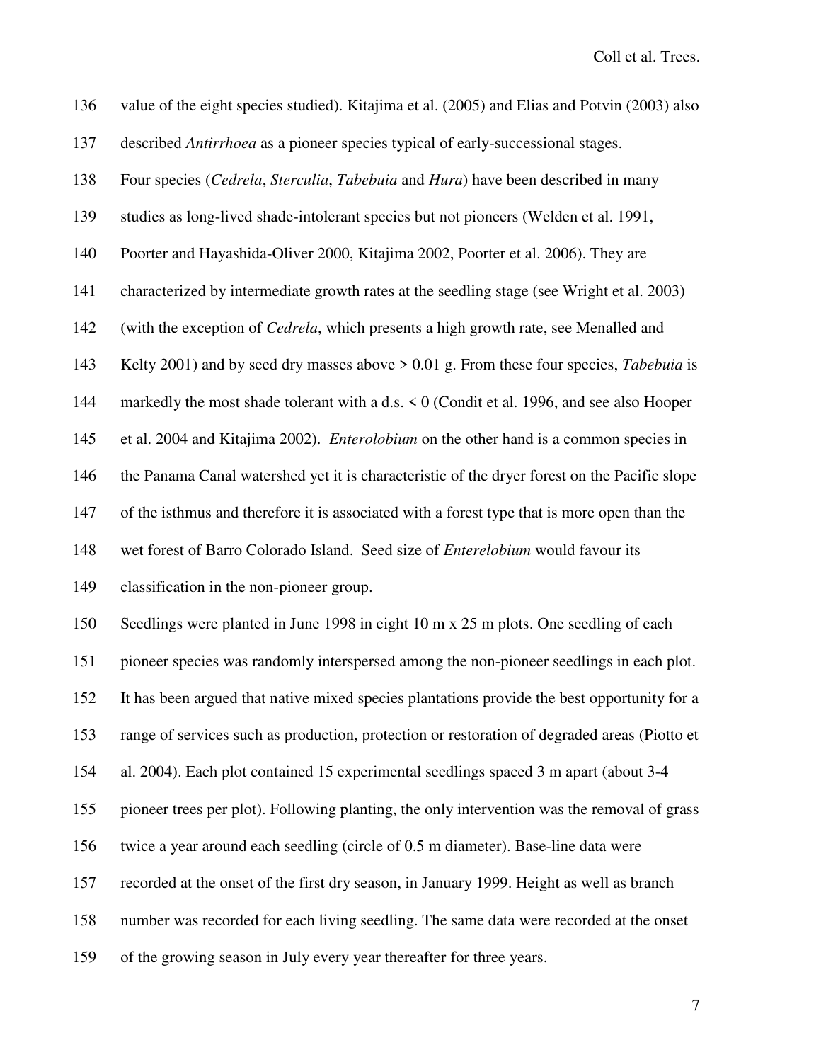value of the eight species studied). Kitajima et al. (2005) and Elias and Potvin (2003) also described *Antirrhoea* as a pioneer species typical of early-successional stages.

Four species (*Cedrela*, *Sterculia*, *Tabebuia* and *Hura*) have been described in many studies as long-lived shade-intolerant species but not pioneers (Welden et al. 1991, Poorter and Hayashida-Oliver 2000, Kitajima 2002, Poorter et al. 2006). They are characterized by intermediate growth rates at the seedling stage (see Wright et al. 2003) (with the exception of *Cedrela*, which presents a high growth rate, see Menalled and Kelty 2001) and by seed dry masses above > 0.01 g. From these four species, *Tabebuia* is markedly the most shade tolerant with a d.s. < 0 (Condit et al. 1996, and see also Hooper et al. 2004 and Kitajima 2002). *Enterolobium* on the other hand is a common species in the Panama Canal watershed yet it is characteristic of the dryer forest on the Pacific slope of the isthmus and therefore it is associated with a forest type that is more open than the wet forest of Barro Colorado Island. Seed size of *Enterelobium* would favour its classification in the non-pioneer group.

Seedlings were planted in June 1998 in eight 10 m x 25 m plots. One seedling of each pioneer species was randomly interspersed among the non-pioneer seedlings in each plot. It has been argued that native mixed species plantations provide the best opportunity for a range of services such as production, protection or restoration of degraded areas (Piotto et al. 2004). Each plot contained 15 experimental seedlings spaced 3 m apart (about 3-4 pioneer trees per plot). Following planting, the only intervention was the removal of grass twice a year around each seedling (circle of 0.5 m diameter). Base-line data were recorded at the onset of the first dry season, in January 1999. Height as well as branch number was recorded for each living seedling. The same data were recorded at the onset of the growing season in July every year thereafter for three years.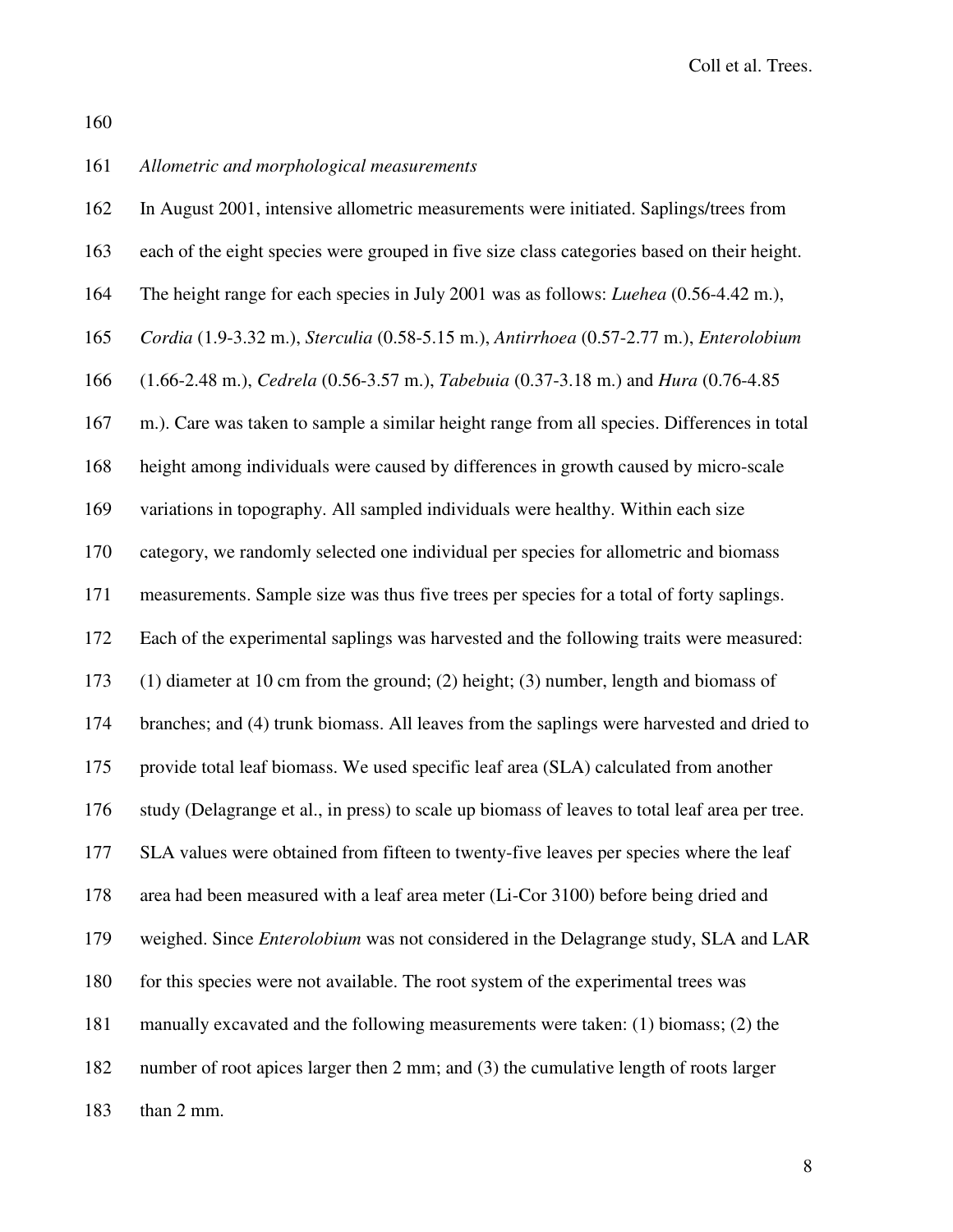*Allometric and morphological measurements*

In August 2001, intensive allometric measurements were initiated. Saplings/trees from each of the eight species were grouped in five size class categories based on their height. The height range for each species in July 2001 was as follows: *Luehea* (0.56-4.42 m.), *Cordia* (1.9-3.32 m.), *Sterculia* (0.58-5.15 m.), *Antirrhoea* (0.57-2.77 m.), *Enterolobium* (1.66-2.48 m.), *Cedrela* (0.56-3.57 m.), *Tabebuia* (0.37-3.18 m.) and *Hura* (0.76-4.85 m.). Care was taken to sample a similar height range from all species. Differences in total height among individuals were caused by differences in growth caused by micro-scale variations in topography. All sampled individuals were healthy. Within each size category, we randomly selected one individual per species for allometric and biomass measurements. Sample size was thus five trees per species for a total of forty saplings. Each of the experimental saplings was harvested and the following traits were measured: (1) diameter at 10 cm from the ground; (2) height; (3) number, length and biomass of branches; and (4) trunk biomass. All leaves from the saplings were harvested and dried to provide total leaf biomass. We used specific leaf area (SLA) calculated from another study (Delagrange et al., in press) to scale up biomass of leaves to total leaf area per tree. SLA values were obtained from fifteen to twenty-five leaves per species where the leaf area had been measured with a leaf area meter (Li-Cor 3100) before being dried and weighed. Since *Enterolobium* was not considered in the Delagrange study, SLA and LAR for this species were not available. The root system of the experimental trees was manually excavated and the following measurements were taken: (1) biomass; (2) the number of root apices larger then 2 mm; and (3) the cumulative length of roots larger than 2 mm.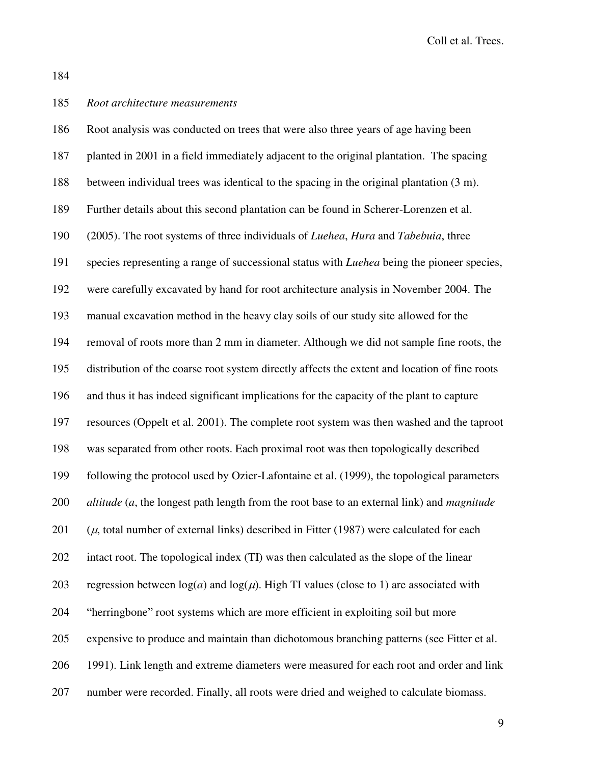*Root architecture measurements*

Root analysis was conducted on trees that were also three years of age having been planted in 2001 in a field immediately adjacent to the original plantation. The spacing between individual trees was identical to the spacing in the original plantation (3 m). Further details about this second plantation can be found in Scherer-Lorenzen et al. (2005). The root systems of three individuals of *Luehea*, *Hura* and *Tabebuia*, three species representing a range of successional status with *Luehea* being the pioneer species, were carefully excavated by hand for root architecture analysis in November 2004. The manual excavation method in the heavy clay soils of our study site allowed for the removal of roots more than 2 mm in diameter. Although we did not sample fine roots, the distribution of the coarse root system directly affects the extent and location of fine roots and thus it has indeed significant implications for the capacity of the plant to capture resources (Oppelt et al. 2001). The complete root system was then washed and the taproot was separated from other roots. Each proximal root was then topologically described following the protocol used by Ozier-Lafontaine et al. (1999), the topological parameters *altitude* ($a$, the longest path length from the root base to an external link) and *magnitude* ($\mu$, total number of external links) described in Fitter (1987) were calculated for each intact root. The topological index (TI) was then calculated as the slope of the linear regression between $\log(a)$ and $\log(\mu)$. High TI values (close to 1) are associated with "herringbone" root systems which are more efficient in exploiting soil but more expensive to produce and maintain than dichotomous branching patterns (see Fitter et al. 1991). Link length and extreme diameters were measured for each root and order and link number were recorded. Finally, all roots were dried and weighed to calculate biomass.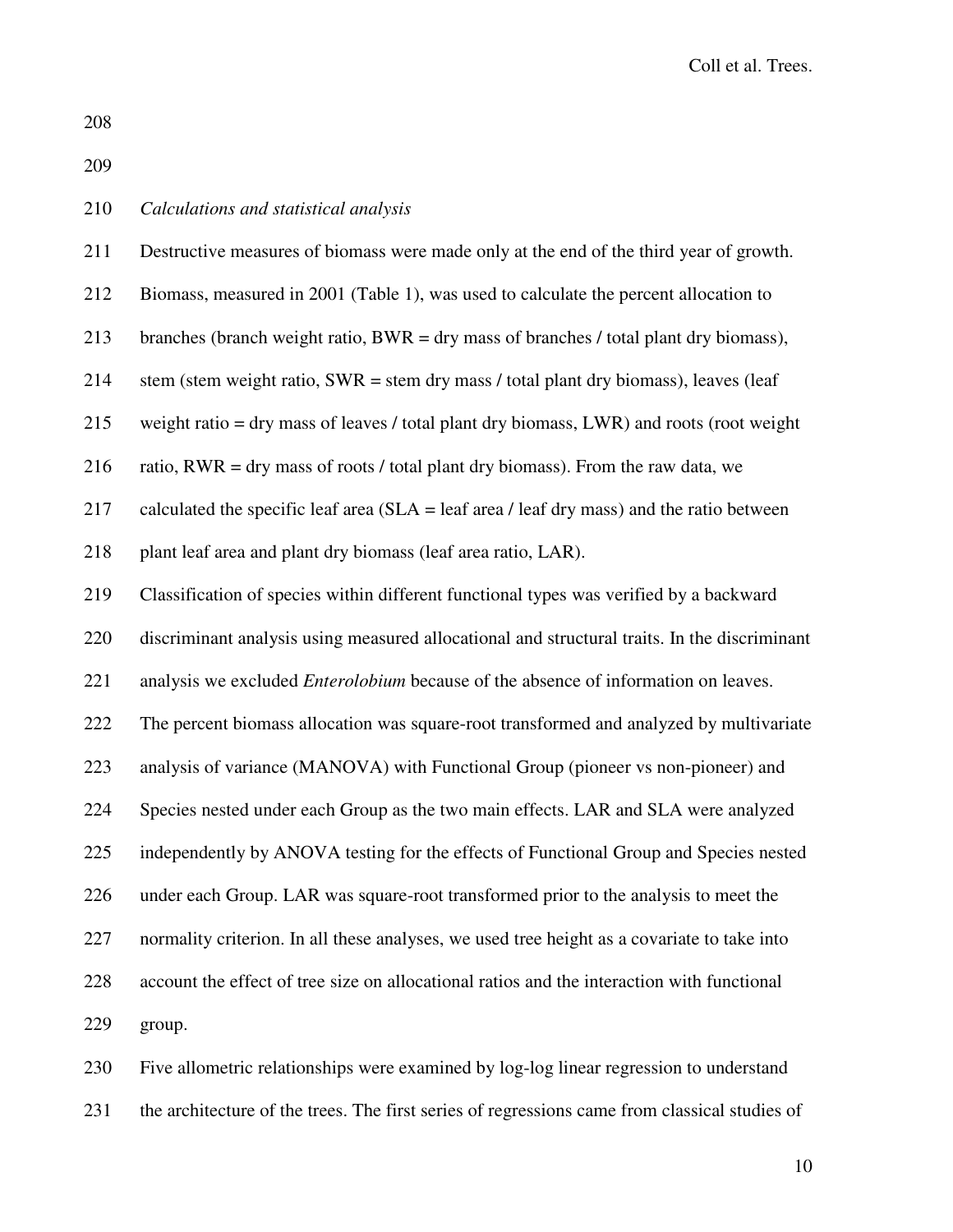*Calculations and statistical analysis*

Destructive measures of biomass were made only at the end of the third year of growth. Biomass, measured in 2001 (Table 1), was used to calculate the percent allocation to branches (branch weight ratio, BWR = dry mass of branches / total plant dry biomass), stem (stem weight ratio, SWR = stem dry mass / total plant dry biomass), leaves (leaf weight ratio = dry mass of leaves / total plant dry biomass, LWR) and roots (root weight ratio, RWR = dry mass of roots / total plant dry biomass). From the raw data, we calculated the specific leaf area (SLA = leaf area / leaf dry mass) and the ratio between plant leaf area and plant dry biomass (leaf area ratio, LAR).

Classification of species within different functional types was verified by a backward discriminant analysis using measured allocational and structural traits. In the discriminant analysis we excluded *Enterolobium* because of the absence of information on leaves. The percent biomass allocation was square-root transformed and analyzed by multivariate analysis of variance (MANOVA) with Functional Group (pioneer vs non-pioneer) and Species nested under each Group as the two main effects. LAR and SLA were analyzed independently by ANOVA testing for the effects of Functional Group and Species nested under each Group. LAR was square-root transformed prior to the analysis to meet the normality criterion. In all these analyses, we used tree height as a covariate to take into account the effect of tree size on allocational ratios and the interaction with functional group.

Five allometric relationships were examined by log-log linear regression to understand the architecture of the trees. The first series of regressions came from classical studies of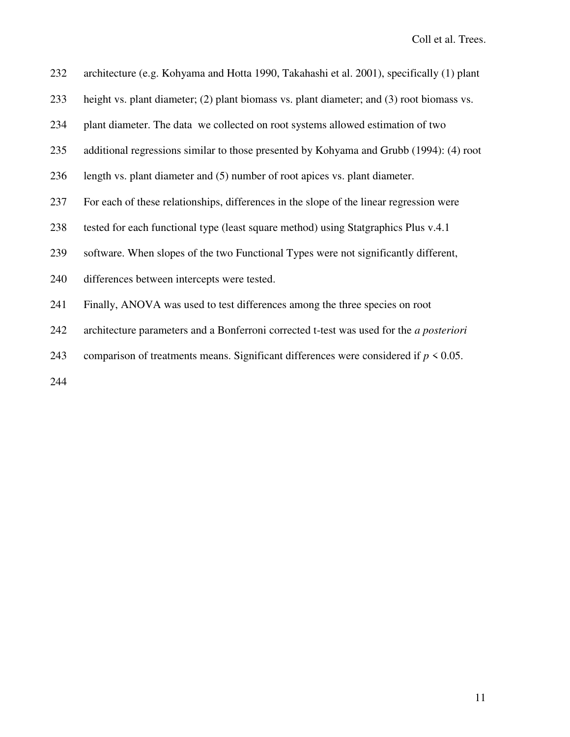architecture (e.g. Kohyama and Hotta 1990, Takahashi et al. 2001), specifically (1) plant height vs. plant diameter; (2) plant biomass vs. plant diameter; and (3) root biomass vs. plant diameter. The data we collected on root systems allowed estimation of two additional regressions similar to those presented by Kohyama and Grubb (1994): (4) root length vs. plant diameter and (5) number of root apices vs. plant diameter.

For each of these relationships, differences in the slope of the linear regression were tested for each functional type (least square method) using Statgraphics Plus v.4.1 software. When slopes of the two Functional Types were not significantly different, differences between intercepts were tested.

Finally, ANOVA was used to test differences among the three species on root architecture parameters and a Bonferroni corrected t-test was used for the *a posteriori* comparison of treatments means. Significant differences were considered if $p < 0.05$.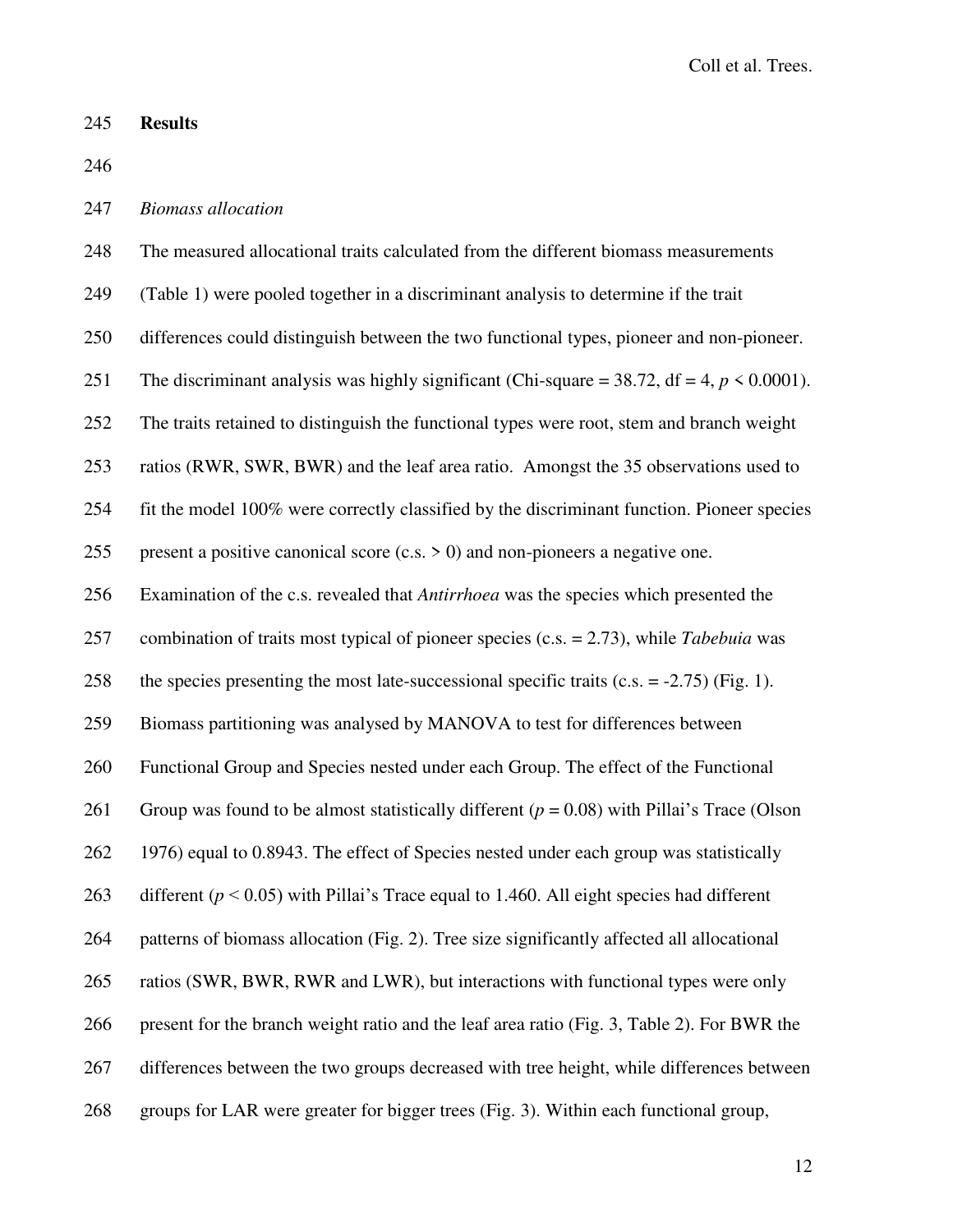## Results

### *Biomass allocation*

The measured allocational traits calculated from the different biomass measurements (Table 1) were pooled together in a discriminant analysis to determine if the trait differences could distinguish between the two functional types, pioneer and non-pioneer. The discriminant analysis was highly significant (Chi-square = 38.72, df = 4, $p < 0.0001$). The traits retained to distinguish the functional types were root, stem and branch weight ratios (RWR, SWR, BWR) and the leaf area ratio. Amongst the 35 observations used to fit the model 100% were correctly classified by the discriminant function. Pioneer species present a positive canonical score (c.s. > 0) and non-pioneers a negative one. Examination of the c.s. revealed that *Antirrhoea* was the species which presented the combination of traits most typical of pioneer species (c.s. = 2.73), while *Tabebuia* was the species presenting the most late-successional specific traits (c.s. = -2.75) (Fig. 1). Biomass partitioning was analysed by MANOVA to test for differences between Functional Group and Species nested under each Group. The effect of the Functional Group was found to be almost statistically different ($p = 0.08$) with Pillai's Trace (Olson 1976) equal to 0.8943. The effect of Species nested under each group was statistically different ($p < 0.05$) with Pillai's Trace equal to 1.460. All eight species had different patterns of biomass allocation (Fig. 2). Tree size significantly affected all allocational ratios (SWR, BWR, RWR and LWR), but interactions with functional types were only present for the branch weight ratio and the leaf area ratio (Fig. 3, Table 2). For BWR the differences between the two groups decreased with tree height, while differences between groups for LAR were greater for bigger trees (Fig. 3). Within each functional group,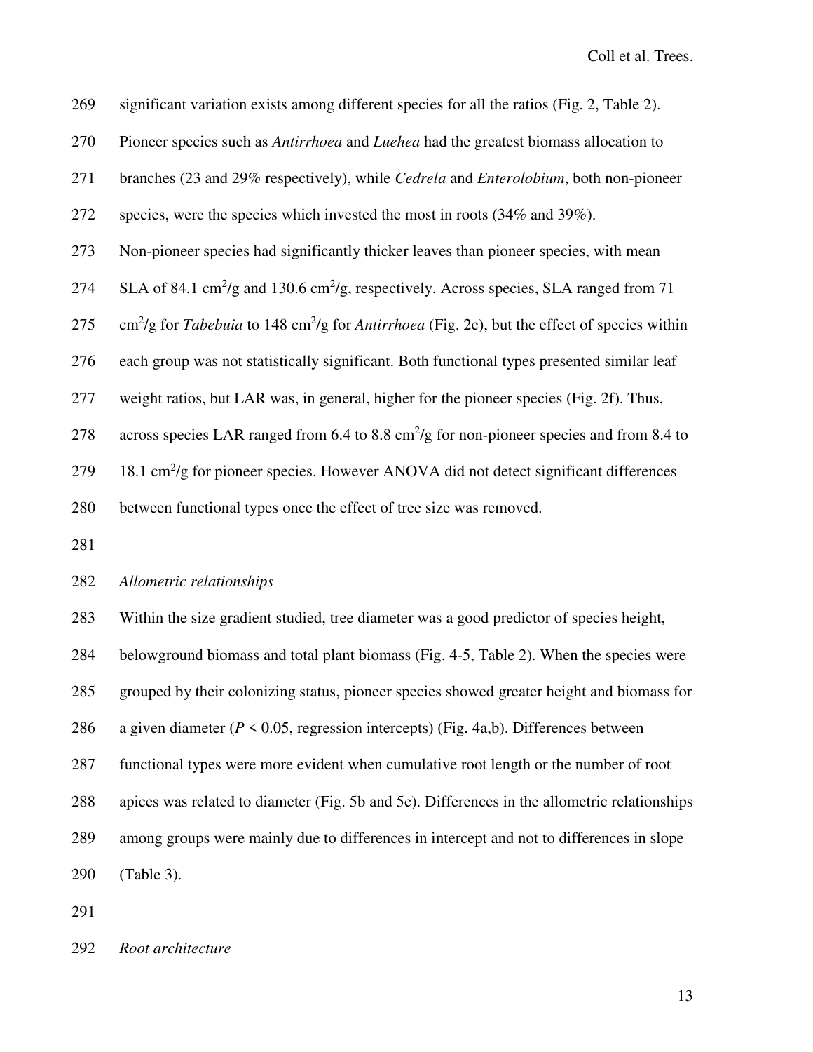significant variation exists among different species for all the ratios (Fig. 2, Table 2). Pioneer species such as *Antirrhoea* and *Luehea* had the greatest biomass allocation to branches (23 and 29% respectively), while *Cedrela* and *Enterolobium*, both non-pioneer species, were the species which invested the most in roots (34% and 39%).

Non-pioneer species had significantly thicker leaves than pioneer species, with mean SLA of 84.1 $cm^2/g$ and 130.6 $cm^2/g$, respectively. Across species, SLA ranged from 71 $cm^2/g$ for *Tabebuia* to 148 $cm^2/g$ for *Antirrhoea* (Fig. 2e), but the effect of species within each group was not statistically significant. Both functional types presented similar leaf weight ratios, but LAR was, in general, higher for the pioneer species (Fig. 2f). Thus, across species LAR ranged from 6.4 to 8.8 $cm^2/g$ for non-pioneer species and from 8.4 to 18.1 $cm^2/g$ for pioneer species. However ANOVA did not detect significant differences between functional types once the effect of tree size was removed.

*Allometric relationships*

Within the size gradient studied, tree diameter was a good predictor of species height, belowground biomass and total plant biomass (Fig. 4-5, Table 2). When the species were grouped by their colonizing status, pioneer species showed greater height and biomass for a given diameter ($P < 0.05$, regression intercepts) (Fig. 4a,b). Differences between functional types were more evident when cumulative root length or the number of root apices was related to diameter (Fig. 5b and 5c). Differences in the allometric relationships among groups were mainly due to differences in intercept and not to differences in slope (Table 3).

*Root architecture*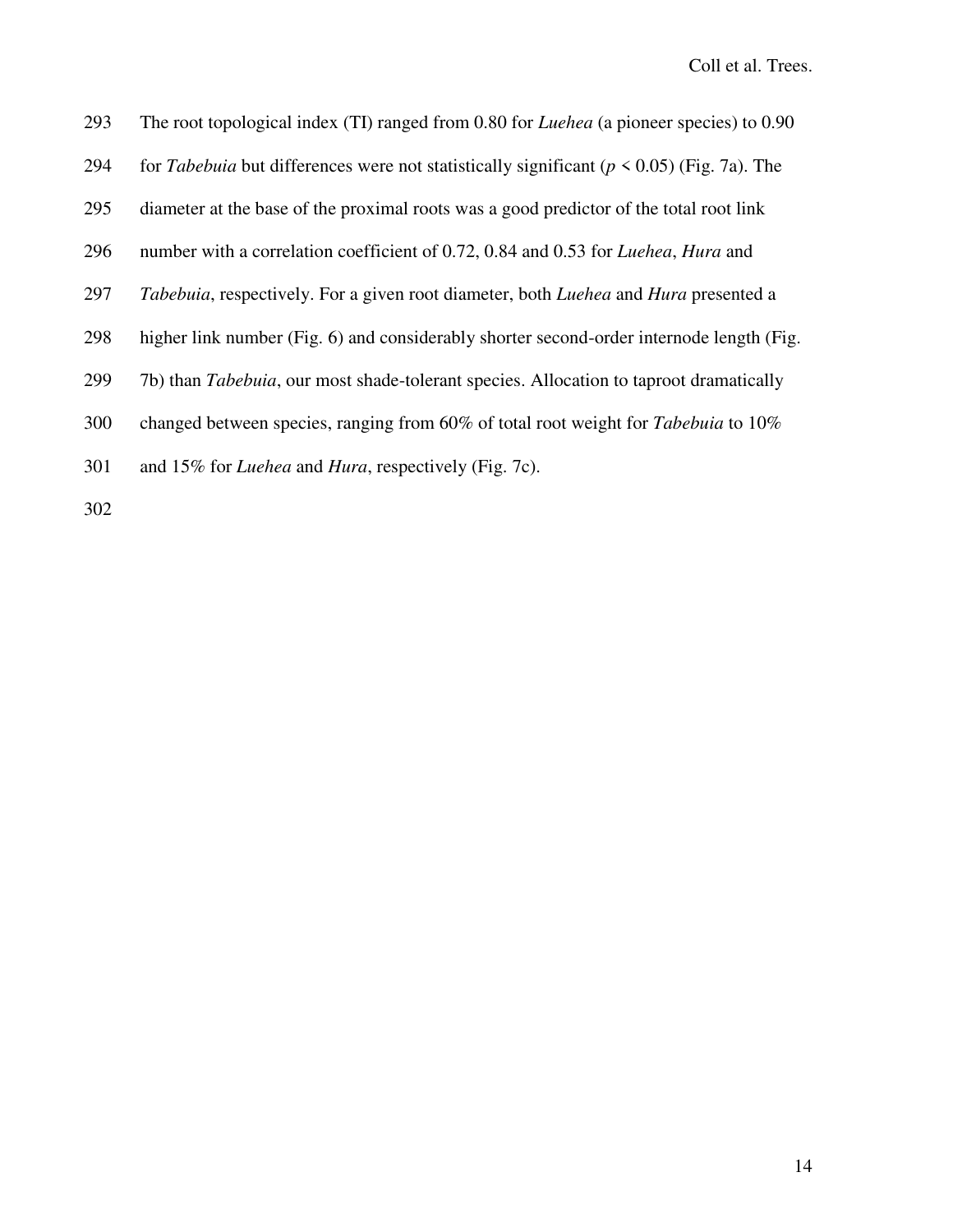The root topological index (TI) ranged from 0.80 for *Luehea* (a pioneer species) to 0.90 for *Tabebuia* but differences were not statistically significant ($p < 0.05$) (Fig. 7a). The diameter at the base of the proximal roots was a good predictor of the total root link number with a correlation coefficient of 0.72, 0.84 and 0.53 for *Luehea*, *Hura* and *Tabebuia*, respectively. For a given root diameter, both *Luehea* and *Hura* presented a higher link number (Fig. 6) and considerably shorter second-order internode length (Fig. 7b) than *Tabebuia*, our most shade-tolerant species. Allocation to taproot dramatically changed between species, ranging from 60% of total root weight for *Tabebuia* to 10% and 15% for *Luehea* and *Hura*, respectively (Fig. 7c).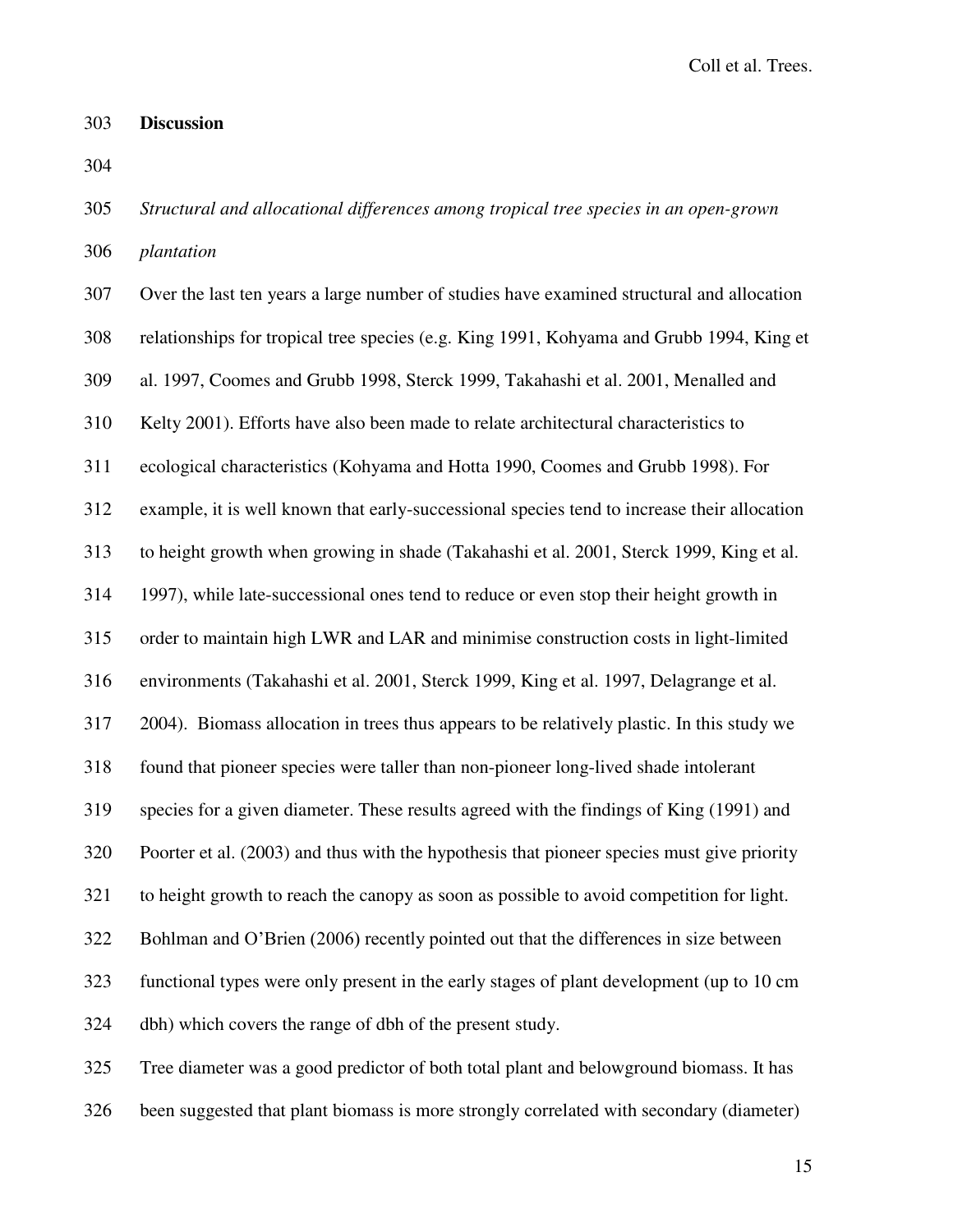## Discussion

### *Structural and allocational differences among tropical tree species in an open-grown plantation*

Over the last ten years a large number of studies have examined structural and allocation relationships for tropical tree species (e.g. King 1991, Kohyama and Grubb 1994, King et al. 1997, Coomes and Grubb 1998, Sterck 1999, Takahashi et al. 2001, Menalled and Kelty 2001). Efforts have also been made to relate architectural characteristics to ecological characteristics (Kohyama and Hotta 1990, Coomes and Grubb 1998). For example, it is well known that early-successional species tend to increase their allocation to height growth when growing in shade (Takahashi et al. 2001, Sterck 1999, King et al. 1997), while late-successional ones tend to reduce or even stop their height growth in order to maintain high LWR and LAR and minimise construction costs in light-limited environments (Takahashi et al. 2001, Sterck 1999, King et al. 1997, Delagrange et al. 2004). Biomass allocation in trees thus appears to be relatively plastic. In this study we found that pioneer species were taller than non-pioneer long-lived shade intolerant species for a given diameter. These results agreed with the findings of King (1991) and Poorter et al. (2003) and thus with the hypothesis that pioneer species must give priority to height growth to reach the canopy as soon as possible to avoid competition for light. Bohlman and O'Brien (2006) recently pointed out that the differences in size between functional types were only present in the early stages of plant development (up to 10 cm dbh) which covers the range of dbh of the present study.

Tree diameter was a good predictor of both total plant and belowground biomass. It has been suggested that plant biomass is more strongly correlated with secondary (diameter)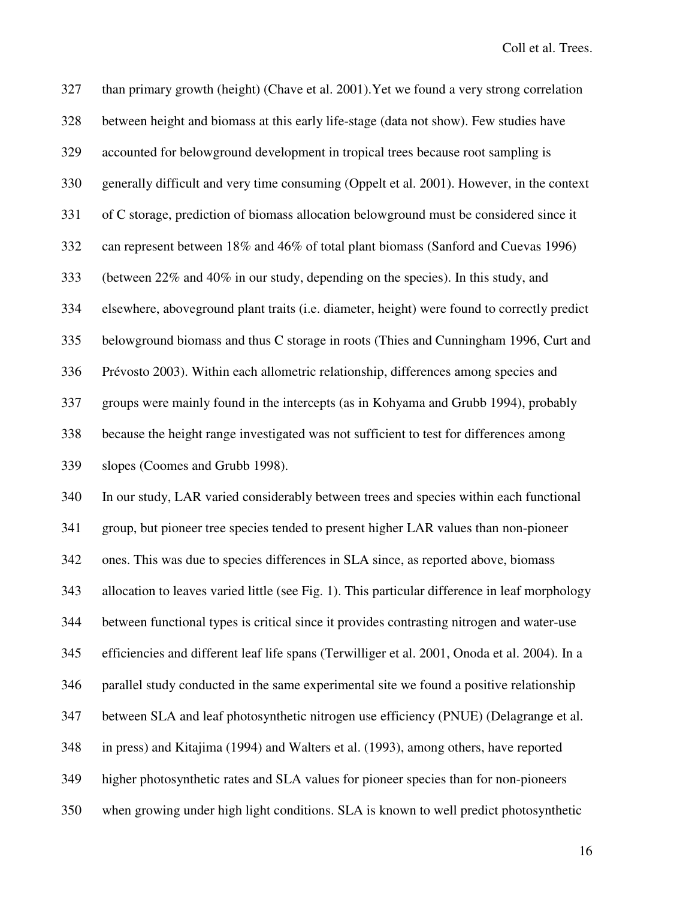than primary growth (height) (Chave et al. 2001).Yet we found a very strong correlation between height and biomass at this early life-stage (data not show). Few studies have accounted for belowground development in tropical trees because root sampling is generally difficult and very time consuming (Oppelt et al. 2001). However, in the context of C storage, prediction of biomass allocation belowground must be considered since it can represent between 18% and 46% of total plant biomass (Sanford and Cuevas 1996) (between 22% and 40% in our study, depending on the species). In this study, and elsewhere, aboveground plant traits (i.e. diameter, height) were found to correctly predict belowground biomass and thus C storage in roots (Thies and Cunningham 1996, Curt and Prévosto 2003). Within each allometric relationship, differences among species and groups were mainly found in the intercepts (as in Kohyama and Grubb 1994), probably because the height range investigated was not sufficient to test for differences among slopes (Coomes and Grubb 1998).

In our study, LAR varied considerably between trees and species within each functional group, but pioneer tree species tended to present higher LAR values than non-pioneer ones. This was due to species differences in SLA since, as reported above, biomass allocation to leaves varied little (see Fig. 1). This particular difference in leaf morphology between functional types is critical since it provides contrasting nitrogen and water-use efficiencies and different leaf life spans (Terwilliger et al. 2001, Onoda et al. 2004). In a parallel study conducted in the same experimental site we found a positive relationship between SLA and leaf photosynthetic nitrogen use efficiency (PNUE) (Delagrange et al. in press) and Kitajima (1994) and Walters et al. (1993), among others, have reported higher photosynthetic rates and SLA values for pioneer species than for non-pioneers when growing under high light conditions. SLA is known to well predict photosynthetic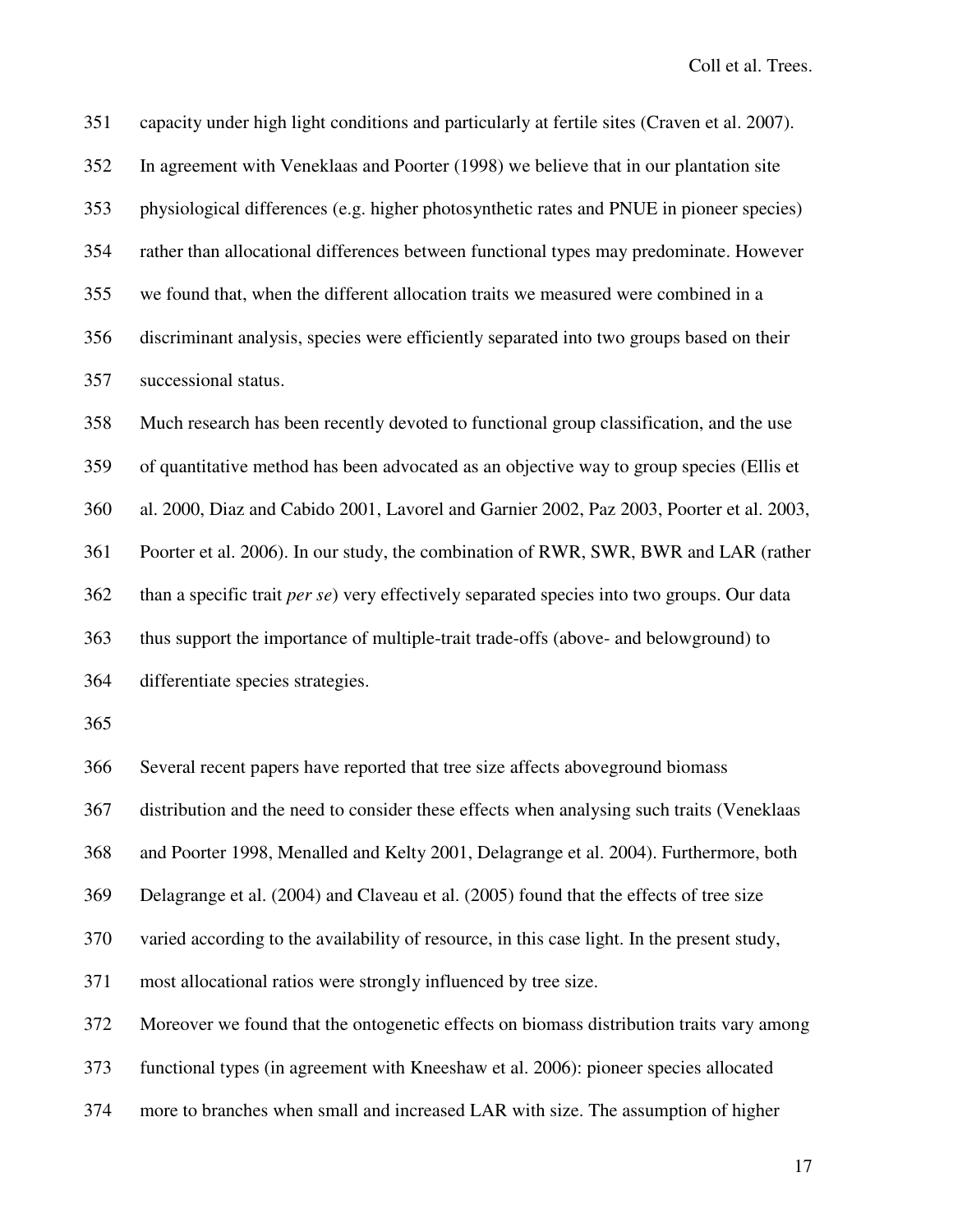capacity under high light conditions and particularly at fertile sites (Craven et al. 2007). In agreement with Veneklaas and Poorter (1998) we believe that in our plantation site physiological differences (e.g. higher photosynthetic rates and PNUE in pioneer species) rather than allocational differences between functional types may predominate. However we found that, when the different allocation traits we measured were combined in a discriminant analysis, species were efficiently separated into two groups based on their successional status.

Much research has been recently devoted to functional group classification, and the use of quantitative method has been advocated as an objective way to group species (Ellis et al. 2000, Diaz and Cabido 2001, Lavorel and Garnier 2002, Paz 2003, Poorter et al. 2003, Poorter et al. 2006). In our study, the combination of RWR, SWR, BWR and LAR (rather than a specific trait *per se*) very effectively separated species into two groups. Our data thus support the importance of multiple-trait trade-offs (above- and belowground) to differentiate species strategies.

Several recent papers have reported that tree size affects aboveground biomass distribution and the need to consider these effects when analysing such traits (Veneklaas and Poorter 1998, Menalled and Kelty 2001, Delagrange et al. 2004). Furthermore, both Delagrange et al. (2004) and Claveau et al. (2005) found that the effects of tree size varied according to the availability of resource, in this case light. In the present study, most allocational ratios were strongly influenced by tree size.

Moreover we found that the ontogenetic effects on biomass distribution traits vary among functional types (in agreement with Kneeshaw et al. 2006): pioneer species allocated more to branches when small and increased LAR with size. The assumption of higher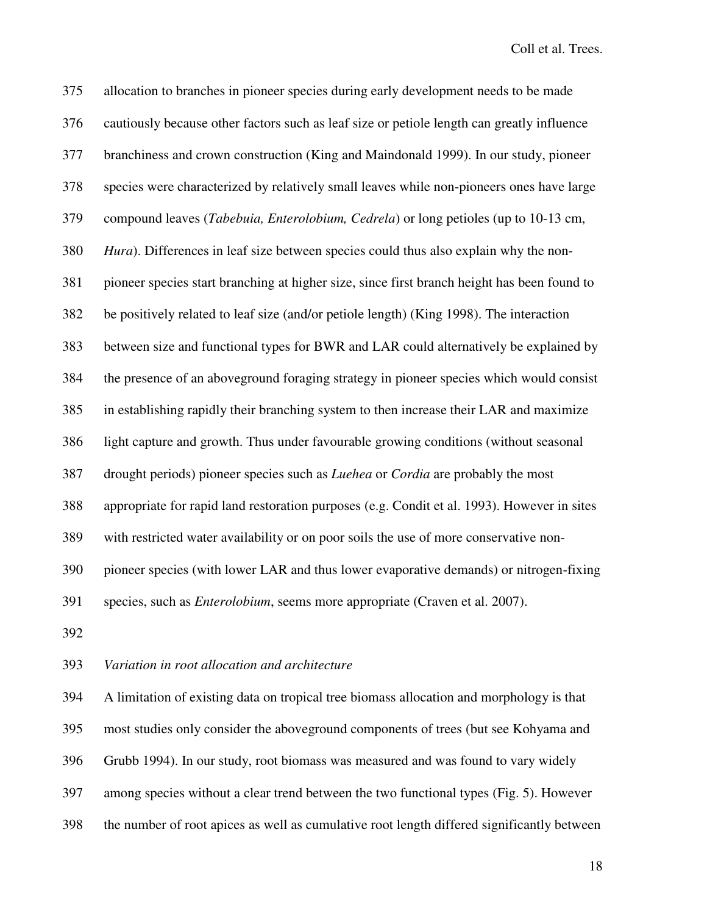allocation to branches in pioneer species during early development needs to be made cautiously because other factors such as leaf size or petiole length can greatly influence branchiness and crown construction (King and Maindonald 1999). In our study, pioneer species were characterized by relatively small leaves while non-pioneers ones have large compound leaves (*Tabebuia, Enterolobium, Cedrela*) or long petioles (up to 10-13 cm, *Hura*). Differences in leaf size between species could thus also explain why the non-pioneer species start branching at higher size, since first branch height has been found to be positively related to leaf size (and/or petiole length) (King 1998). The interaction between size and functional types for BWR and LAR could alternatively be explained by the presence of an aboveground foraging strategy in pioneer species which would consist in establishing rapidly their branching system to then increase their LAR and maximize light capture and growth. Thus under favourable growing conditions (without seasonal drought periods) pioneer species such as *Luehea* or *Cordia* are probably the most appropriate for rapid land restoration purposes (e.g. Condit et al. 1993). However in sites with restricted water availability or on poor soils the use of more conservative non-pioneer species (with lower LAR and thus lower evaporative demands) or nitrogen-fixing species, such as *Enterolobium*, seems more appropriate (Craven et al. 2007).

*Variation in root allocation and architecture*

A limitation of existing data on tropical tree biomass allocation and morphology is that most studies only consider the aboveground components of trees (but see Kohyama and Grubb 1994). In our study, root biomass was measured and was found to vary widely among species without a clear trend between the two functional types (Fig. 5). However the number of root apices as well as cumulative root length differed significantly between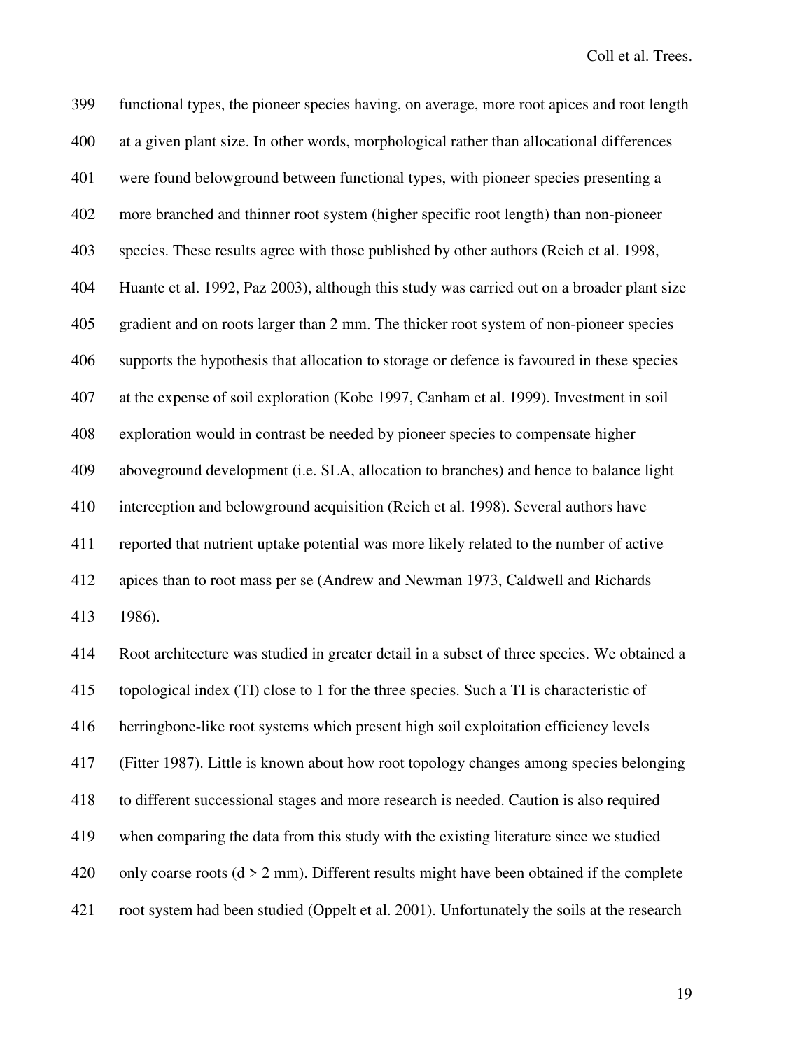functional types, the pioneer species having, on average, more root apices and root length at a given plant size. In other words, morphological rather than allocational differences were found belowground between functional types, with pioneer species presenting a more branched and thinner root system (higher specific root length) than non-pioneer species. These results agree with those published by other authors (Reich et al. 1998, Huante et al. 1992, Paz 2003), although this study was carried out on a broader plant size gradient and on roots larger than 2 mm. The thicker root system of non-pioneer species supports the hypothesis that allocation to storage or defence is favoured in these species at the expense of soil exploration (Kobe 1997, Canham et al. 1999). Investment in soil exploration would in contrast be needed by pioneer species to compensate higher aboveground development (i.e. SLA, allocation to branches) and hence to balance light interception and belowground acquisition (Reich et al. 1998). Several authors have reported that nutrient uptake potential was more likely related to the number of active apices than to root mass per se (Andrew and Newman 1973, Caldwell and Richards 1986).

Root architecture was studied in greater detail in a subset of three species. We obtained a topological index (TI) close to 1 for the three species. Such a TI is characteristic of herringbone-like root systems which present high soil exploitation efficiency levels (Fitter 1987). Little is known about how root topology changes among species belonging to different successional stages and more research is needed. Caution is also required when comparing the data from this study with the existing literature since we studied only coarse roots ($d > 2$ mm). Different results might have been obtained if the complete root system had been studied (Oppelt et al. 2001). Unfortunately the soils at the research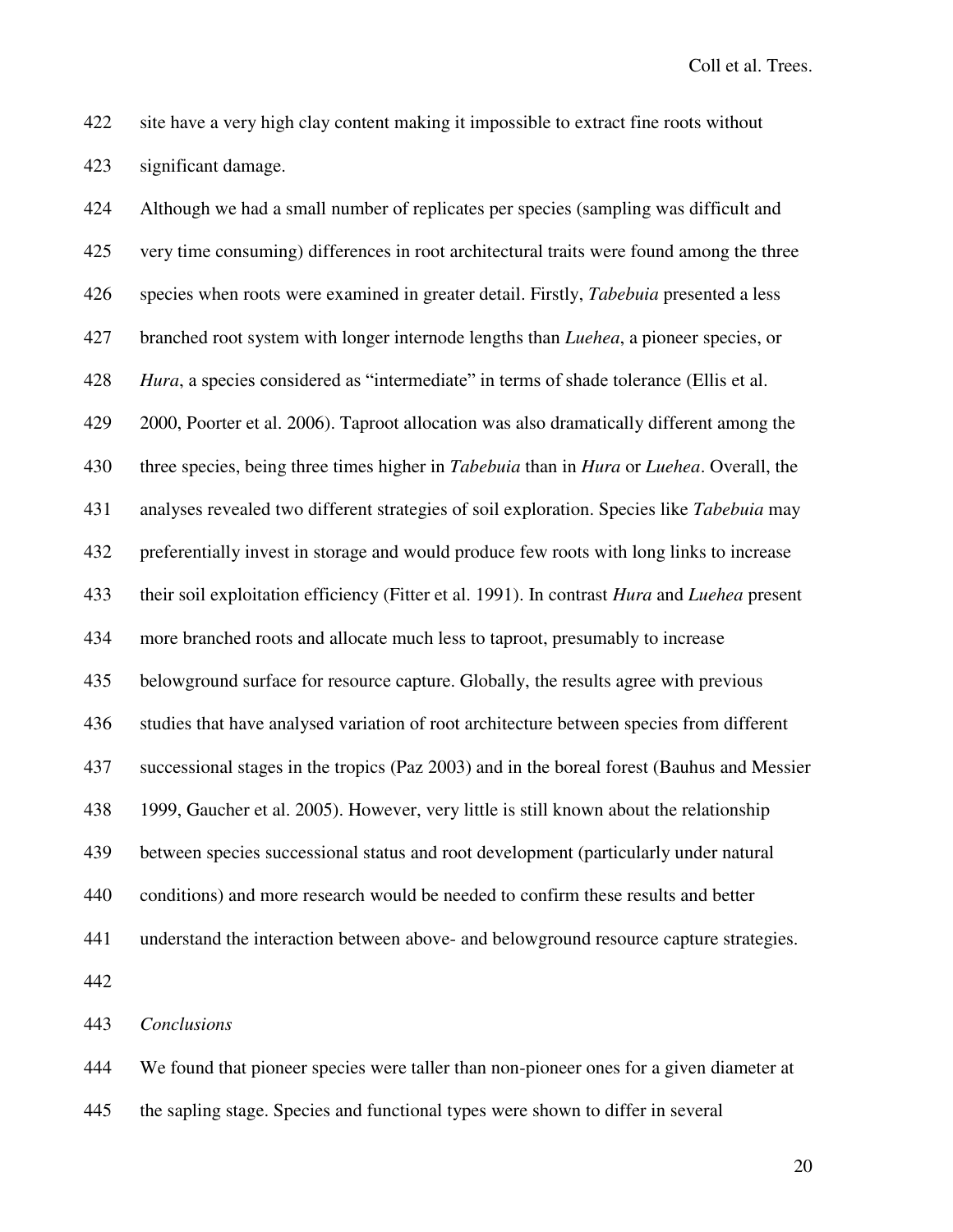site have a very high clay content making it impossible to extract fine roots without significant damage.

Although we had a small number of replicates per species (sampling was difficult and very time consuming) differences in root architectural traits were found among the three species when roots were examined in greater detail. Firstly, *Tabebuia* presented a less branched root system with longer internode lengths than *Luehea*, a pioneer species, or *Hura*, a species considered as "intermediate" in terms of shade tolerance (Ellis et al. 2000, Poorter et al. 2006). Taproot allocation was also dramatically different among the three species, being three times higher in *Tabebuia* than in *Hura* or *Luehea*. Overall, the analyses revealed two different strategies of soil exploration. Species like *Tabebuia* may preferentially invest in storage and would produce few roots with long links to increase their soil exploitation efficiency (Fitter et al. 1991). In contrast *Hura* and *Luehea* present more branched roots and allocate much less to taproot, presumably to increase belowground surface for resource capture. Globally, the results agree with previous studies that have analysed variation of root architecture between species from different successional stages in the tropics (Paz 2003) and in the boreal forest (Bauhus and Messier 1999, Gaucher et al. 2005). However, very little is still known about the relationship between species successional status and root development (particularly under natural conditions) and more research would be needed to confirm these results and better understand the interaction between above- and belowground resource capture strategies.

*Conclusions*

We found that pioneer species were taller than non-pioneer ones for a given diameter at the sapling stage. Species and functional types were shown to differ in several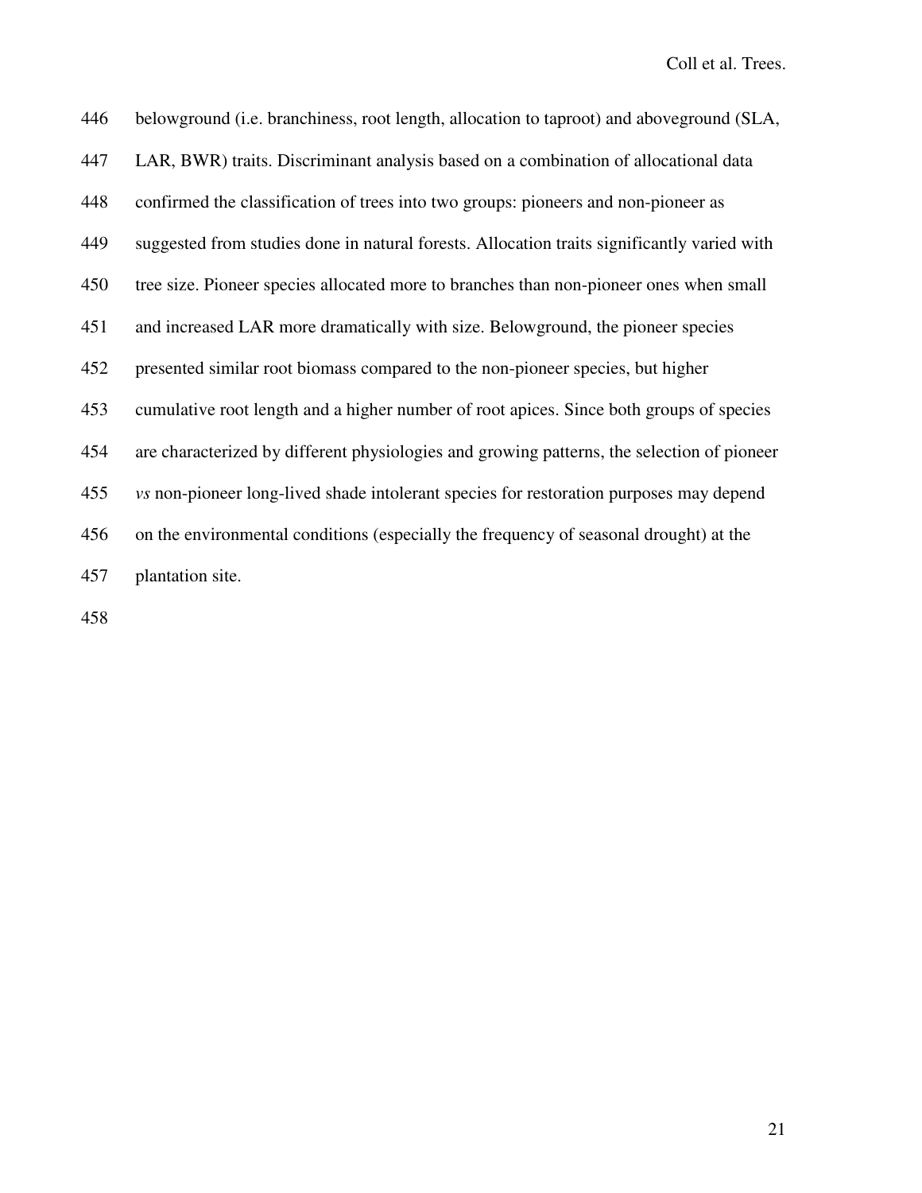belowground (i.e. branchiness, root length, allocation to taproot) and aboveground (SLA, LAR, BWR) traits. Discriminant analysis based on a combination of allocational data confirmed the classification of trees into two groups: pioneers and non-pioneer as suggested from studies done in natural forests. Allocation traits significantly varied with tree size. Pioneer species allocated more to branches than non-pioneer ones when small and increased LAR more dramatically with size. Belowground, the pioneer species presented similar root biomass compared to the non-pioneer species, but higher cumulative root length and a higher number of root apices. Since both groups of species are characterized by different physiologies and growing patterns, the selection of pioneer *vs* non-pioneer long-lived shade intolerant species for restoration purposes may depend on the environmental conditions (especially the frequency of seasonal drought) at the plantation site.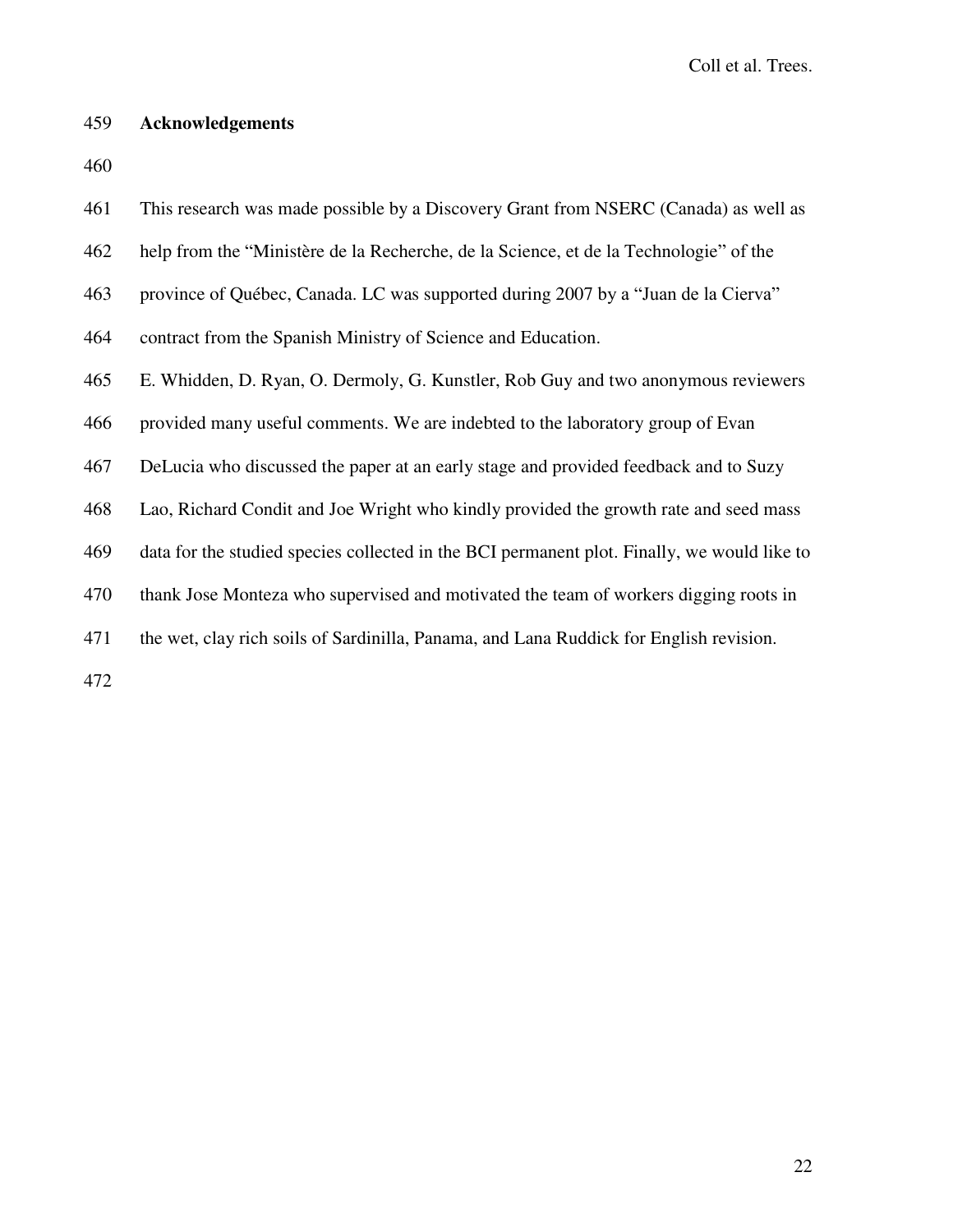## Acknowledgements

This research was made possible by a Discovery Grant from NSERC (Canada) as well as help from the "Ministère de la Recherche, de la Science, et de la Technologie" of the province of Québec, Canada. LC was supported during 2007 by a "Juan de la Cierva" contract from the Spanish Ministry of Science and Education.

E. Whidden, D. Ryan, O. Dermoly, G. Kunstler, Rob Guy and two anonymous reviewers provided many useful comments. We are indebted to the laboratory group of Evan DeLucia who discussed the paper at an early stage and provided feedback and to Suzy Lao, Richard Condit and Joe Wright who kindly provided the growth rate and seed mass data for the studied species collected in the BCI permanent plot. Finally, we would like to thank Jose Monteza who supervised and motivated the team of workers digging roots in the wet, clay rich soils of Sardinilla, Panama, and Lana Ruddick for English revision.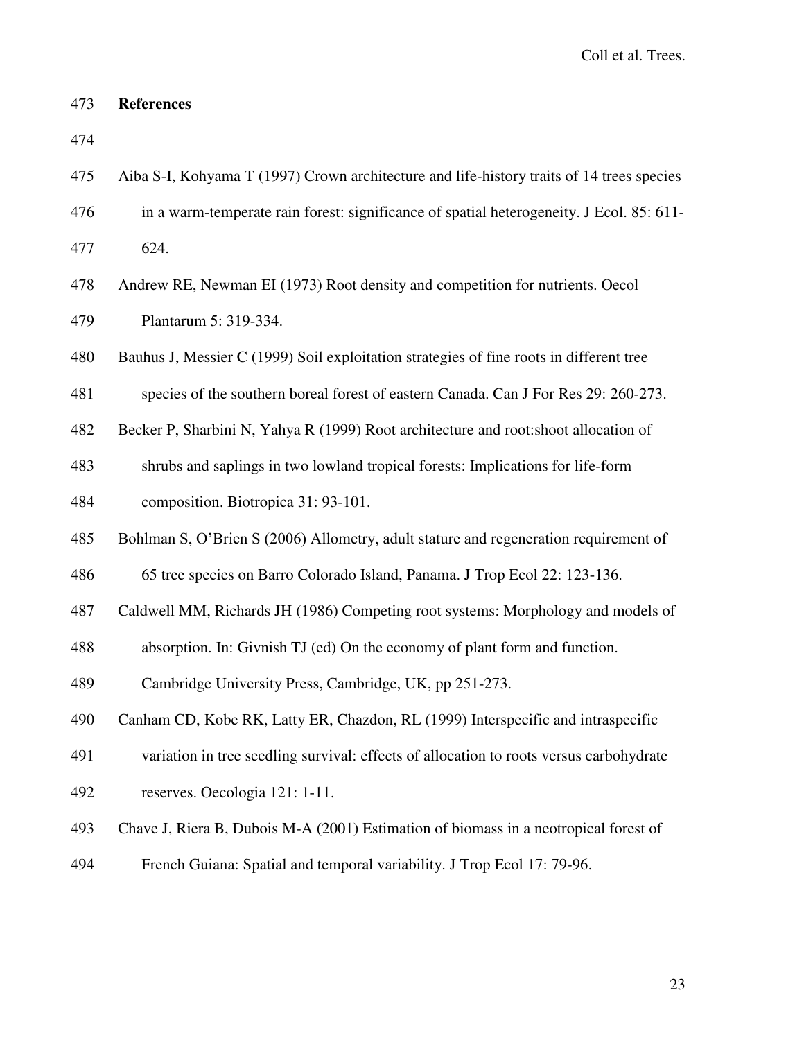## References

Aiba S-I, Kohyama T (1997) Crown architecture and life-history traits of 14 trees species in a warm-temperate rain forest: significance of spatial heterogeneity. J Ecol. 85: 611-624.

Andrew RE, Newman EI (1973) Root density and competition for nutrients. Oecol Plantarum 5: 319-334.

Bauhus J, Messier C (1999) Soil exploitation strategies of fine roots in different tree species of the southern boreal forest of eastern Canada. Can J For Res 29: 260-273.

Becker P, Sharbini N, Yahya R (1999) Root architecture and root:shoot allocation of shrubs and saplings in two lowland tropical forests: Implications for life-form composition. Biotropica 31: 93-101.

Bohlman S, O'Brien S (2006) Allometry, adult stature and regeneration requirement of 65 tree species on Barro Colorado Island, Panama. J Trop Ecol 22: 123-136.

Caldwell MM, Richards JH (1986) Competing root systems: Morphology and models of absorption. In: Givnish TJ (ed) On the economy of plant form and function. Cambridge University Press, Cambridge, UK, pp 251-273.

Canham CD, Kobe RK, Latty ER, Chazdon, RL (1999) Interspecific and intraspecific variation in tree seedling survival: effects of allocation to roots versus carbohydrate reserves. Oecologia 121: 1-11.

Chave J, Riera B, Dubois M-A (2001) Estimation of biomass in a neotropical forest of French Guiana: Spatial and temporal variability. J Trop Ecol 17: 79-96.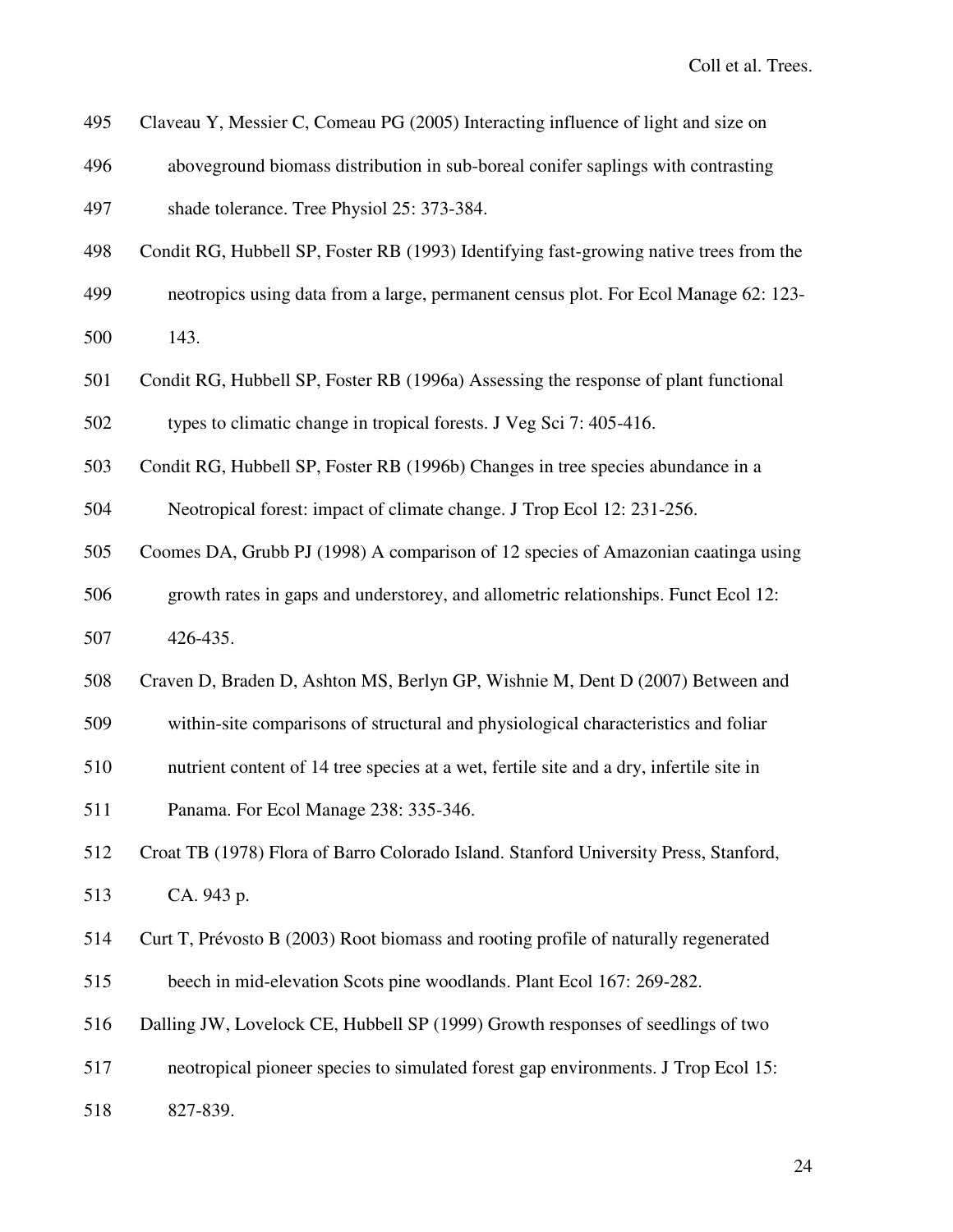Claveau Y, Messier C, Comeau PG (2005) Interacting influence of light and size on aboveground biomass distribution in sub-boreal conifer saplings with contrasting shade tolerance. Tree Physiol 25: 373-384.

Condit RG, Hubbell SP, Foster RB (1993) Identifying fast-growing native trees from the neotropics using data from a large, permanent census plot. For Ecol Manage 62: 123-143.

Condit RG, Hubbell SP, Foster RB (1996a) Assessing the response of plant functional types to climatic change in tropical forests. J Veg Sci 7: 405-416.

Condit RG, Hubbell SP, Foster RB (1996b) Changes in tree species abundance in a Neotropical forest: impact of climate change. J Trop Ecol 12: 231-256.

Coomes DA, Grubb PJ (1998) A comparison of 12 species of Amazonian caatinga using growth rates in gaps and understorey, and allometric relationships. Funct Ecol 12: 426-435.

Craven D, Braden D, Ashton MS, Berlyn GP, Wishnie M, Dent D (2007) Between and within-site comparisons of structural and physiological characteristics and foliar nutrient content of 14 tree species at a wet, fertile site and a dry, infertile site in Panama. For Ecol Manage 238: 335-346.

Croat TB (1978) Flora of Barro Colorado Island. Stanford University Press, Stanford, CA. 943 p.

Curt T, Prévosto B (2003) Root biomass and rooting profile of naturally regenerated beech in mid-elevation Scots pine woodlands. Plant Ecol 167: 269-282.

Dalling JW, Lovelock CE, Hubbell SP (1999) Growth responses of seedlings of two neotropical pioneer species to simulated forest gap environments. J Trop Ecol 15: 827-839.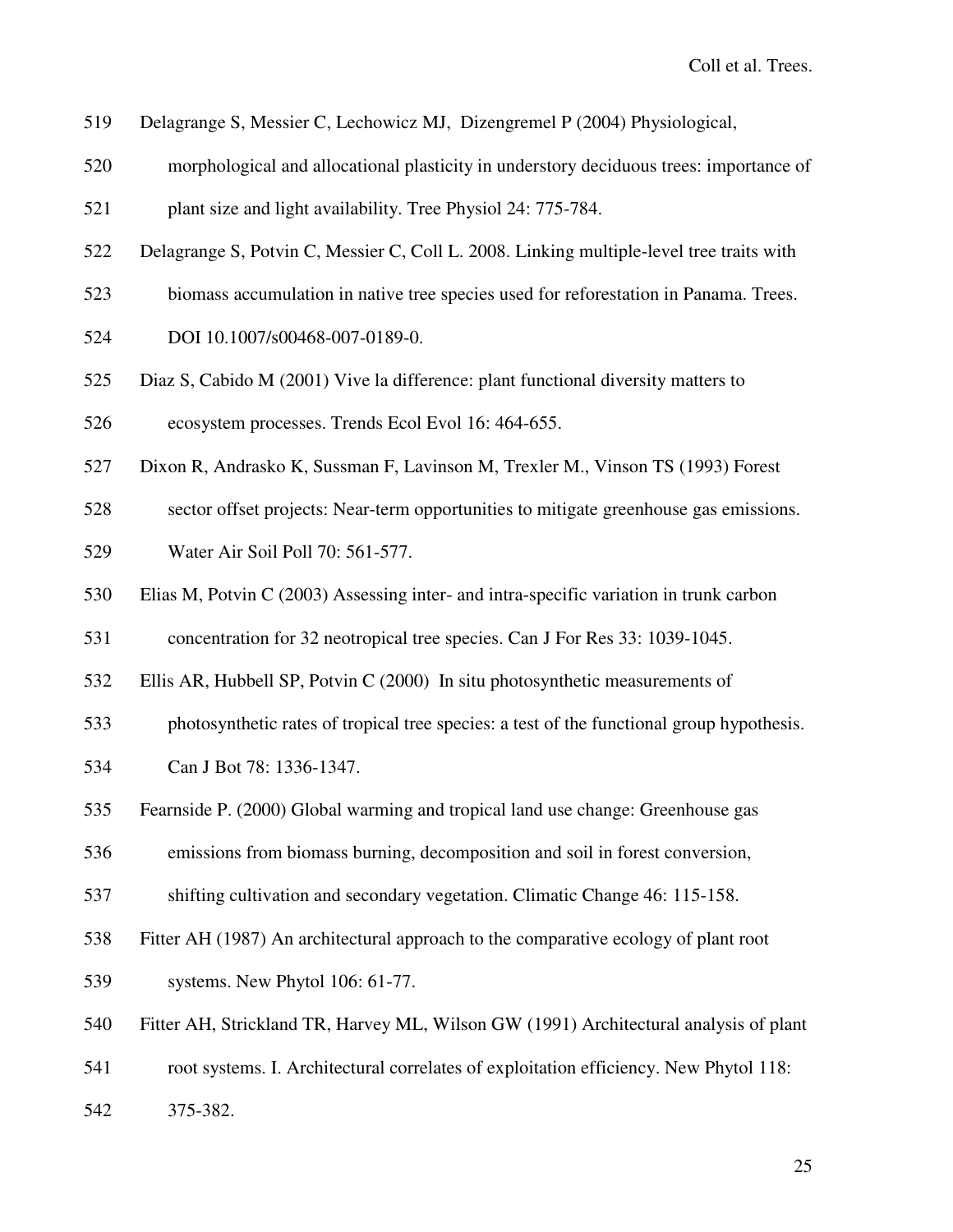519 Delagrange S, Messier C, Lechowicz MJ, Dizengremel P (2004) Physiological,
520 morphological and allocational plasticity in understory deciduous trees: importance of
521 plant size and light availability. Tree Physiol 24: 775-784.

522 Delagrange S, Potvin C, Messier C, Coll L. 2008. Linking multiple-level tree traits with
523 biomass accumulation in native tree species used for reforestation in Panama. Trees.
524 DOI 10.1007/s00468-007-0189-0.

525 Diaz S, Cabido M (2001) Vive la difference: plant functional diversity matters to
526 ecosystem processes. Trends Ecol Evol 16: 464-655.

527 Dixon R, Andrasko K, Sussman F, Lavinson M, Trexler M., Vinson TS (1993) Forest
528 sector offset projects: Near-term opportunities to mitigate greenhouse gas emissions.
529 Water Air Soil Poll 70: 561-577.

530 Elias M, Potvin C (2003) Assessing inter- and intra-specific variation in trunk carbon
531 concentration for 32 neotropical tree species. Can J For Res 33: 1039-1045.

532 Ellis AR, Hubbell SP, Potvin C (2000) In situ photosynthetic measurements of
533 photosynthetic rates of tropical tree species: a test of the functional group hypothesis.
534 Can J Bot 78: 1336-1347.

535 Fearnside P. (2000) Global warming and tropical land use change: Greenhouse gas
536 emissions from biomass burning, decomposition and soil in forest conversion,
537 shifting cultivation and secondary vegetation. Climatic Change 46: 115-158.

538 Fitter AH (1987) An architectural approach to the comparative ecology of plant root
539 systems. New Phytol 106: 61-77.

540 Fitter AH, Strickland TR, Harvey ML, Wilson GW (1991) Architectural analysis of plant
541 root systems. I. Architectural correlates of exploitation efficiency. New Phytol 118:
542 375-382.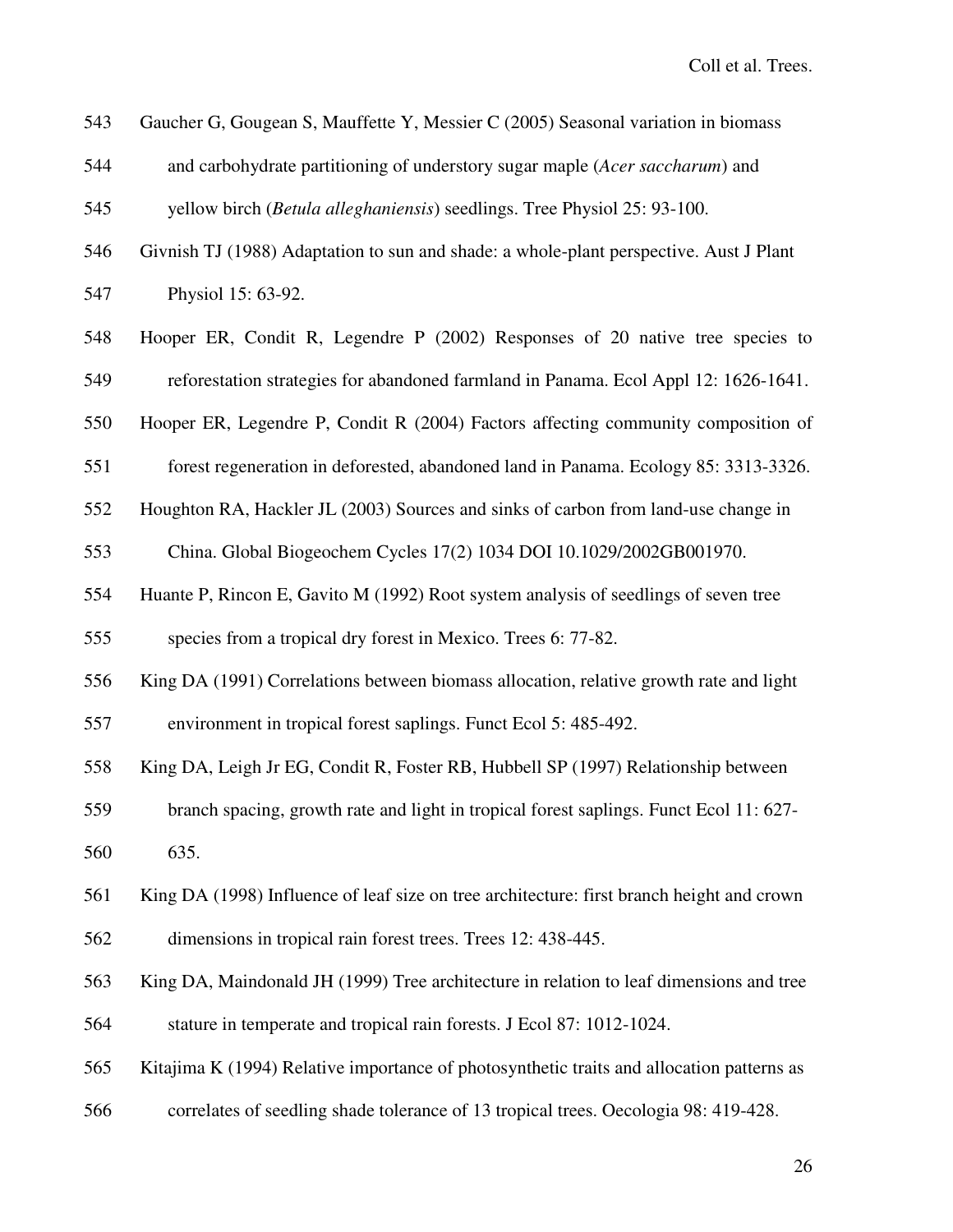Gaucher G, Gougean S, Mauffette Y, Messier C (2005) Seasonal variation in biomass and carbohydrate partitioning of understory sugar maple (*Acer saccharum*) and yellow birch (*Betula alleghaniensis*) seedlings. Tree Physiol 25: 93-100.

Givnish TJ (1988) Adaptation to sun and shade: a whole-plant perspective. Aust J Plant Physiol 15: 63-92.

Hooper ER, Condit R, Legendre P (2002) Responses of 20 native tree species to reforestation strategies for abandoned farmland in Panama. Ecol Appl 12: 1626-1641.

Hooper ER, Legendre P, Condit R (2004) Factors affecting community composition of forest regeneration in deforested, abandoned land in Panama. Ecology 85: 3313-3326.

Houghton RA, Hackler JL (2003) Sources and sinks of carbon from land-use change in China. Global Biogeochem Cycles 17(2) 1034 DOI 10.1029/2002GB001970.

Huante P, Rincon E, Gavito M (1992) Root system analysis of seedlings of seven tree species from a tropical dry forest in Mexico. Trees 6: 77-82.

King DA (1991) Correlations between biomass allocation, relative growth rate and light environment in tropical forest saplings. Funct Ecol 5: 485-492.

King DA, Leigh Jr EG, Condit R, Foster RB, Hubbell SP (1997) Relationship between branch spacing, growth rate and light in tropical forest saplings. Funct Ecol 11: 627-635.

King DA (1998) Influence of leaf size on tree architecture: first branch height and crown dimensions in tropical rain forest trees. Trees 12: 438-445.

King DA, Maindonald JH (1999) Tree architecture in relation to leaf dimensions and tree stature in temperate and tropical rain forests. J Ecol 87: 1012-1024.

Kitajima K (1994) Relative importance of photosynthetic traits and allocation patterns as correlates of seedling shade tolerance of 13 tropical trees. Oecologia 98: 419-428.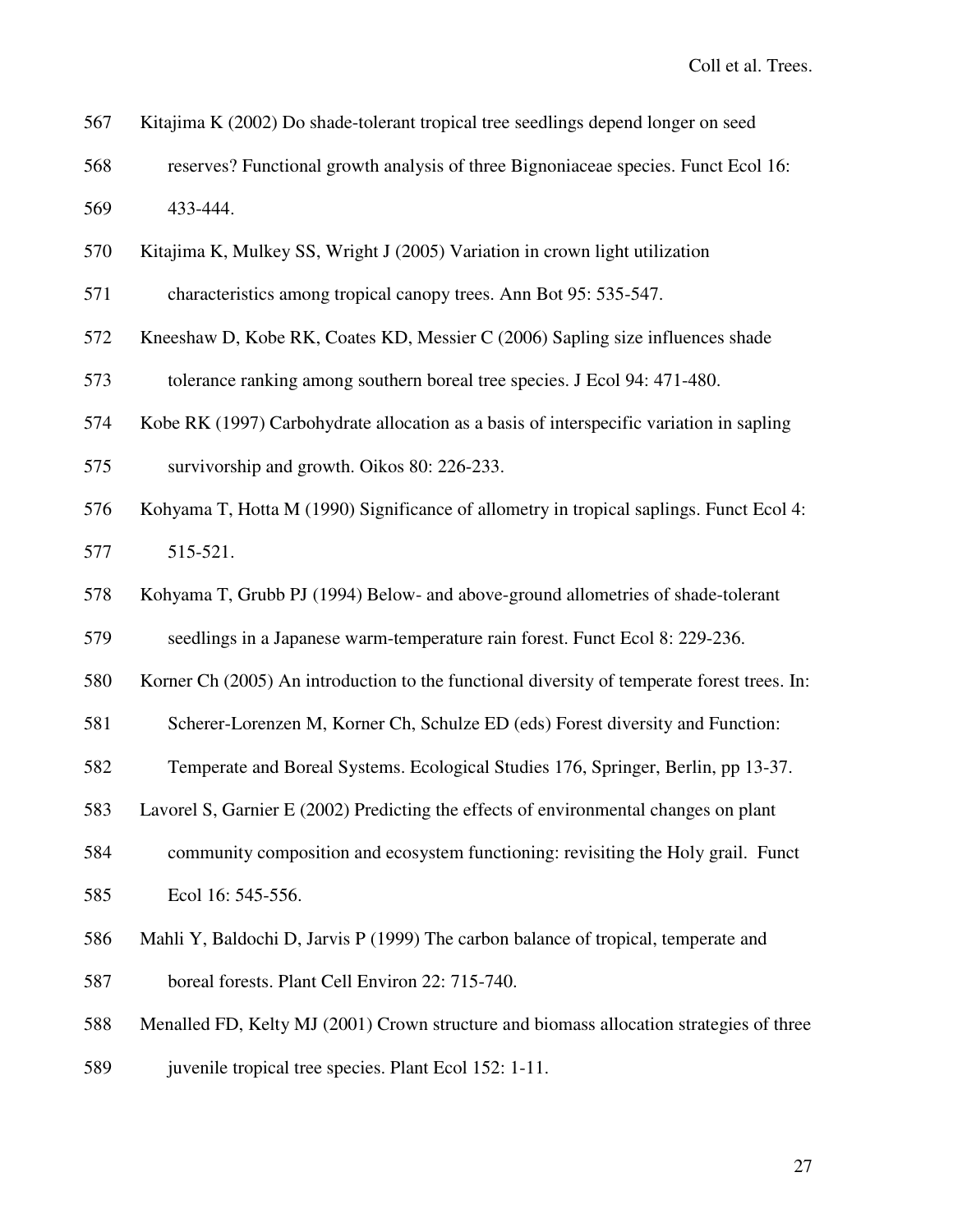Kitajima K (2002) Do shade-tolerant tropical tree seedlings depend longer on seed reserves? Functional growth analysis of three Bignoniaceae species. Funct Ecol 16: 433-444.

Kitajima K, Mulkey SS, Wright J (2005) Variation in crown light utilization characteristics among tropical canopy trees. Ann Bot 95: 535-547.

Kneeshaw D, Kobe RK, Coates KD, Messier C (2006) Sapling size influences shade tolerance ranking among southern boreal tree species. J Ecol 94: 471-480.

Kobe RK (1997) Carbohydrate allocation as a basis of interspecific variation in sapling survivorship and growth. Oikos 80: 226-233.

Kohyama T, Hotta M (1990) Significance of allometry in tropical saplings. Funct Ecol 4: 515-521.

Kohyama T, Grubb PJ (1994) Below- and above-ground allometries of shade-tolerant seedlings in a Japanese warm-temperature rain forest. Funct Ecol 8: 229-236.

Korner Ch (2005) An introduction to the functional diversity of temperate forest trees. In: Scherer-Lorenzen M, Korner Ch, Schulze ED (eds) Forest diversity and Function: Temperate and Boreal Systems. Ecological Studies 176, Springer, Berlin, pp 13-37.

Lavorel S, Garnier E (2002) Predicting the effects of environmental changes on plant community composition and ecosystem functioning: revisiting the Holy grail. Funct Ecol 16: 545-556.

Mahli Y, Baldochi D, Jarvis P (1999) The carbon balance of tropical, temperate and boreal forests. Plant Cell Environ 22: 715-740.

Menalled FD, Kelty MJ (2001) Crown structure and biomass allocation strategies of three juvenile tropical tree species. Plant Ecol 152: 1-11.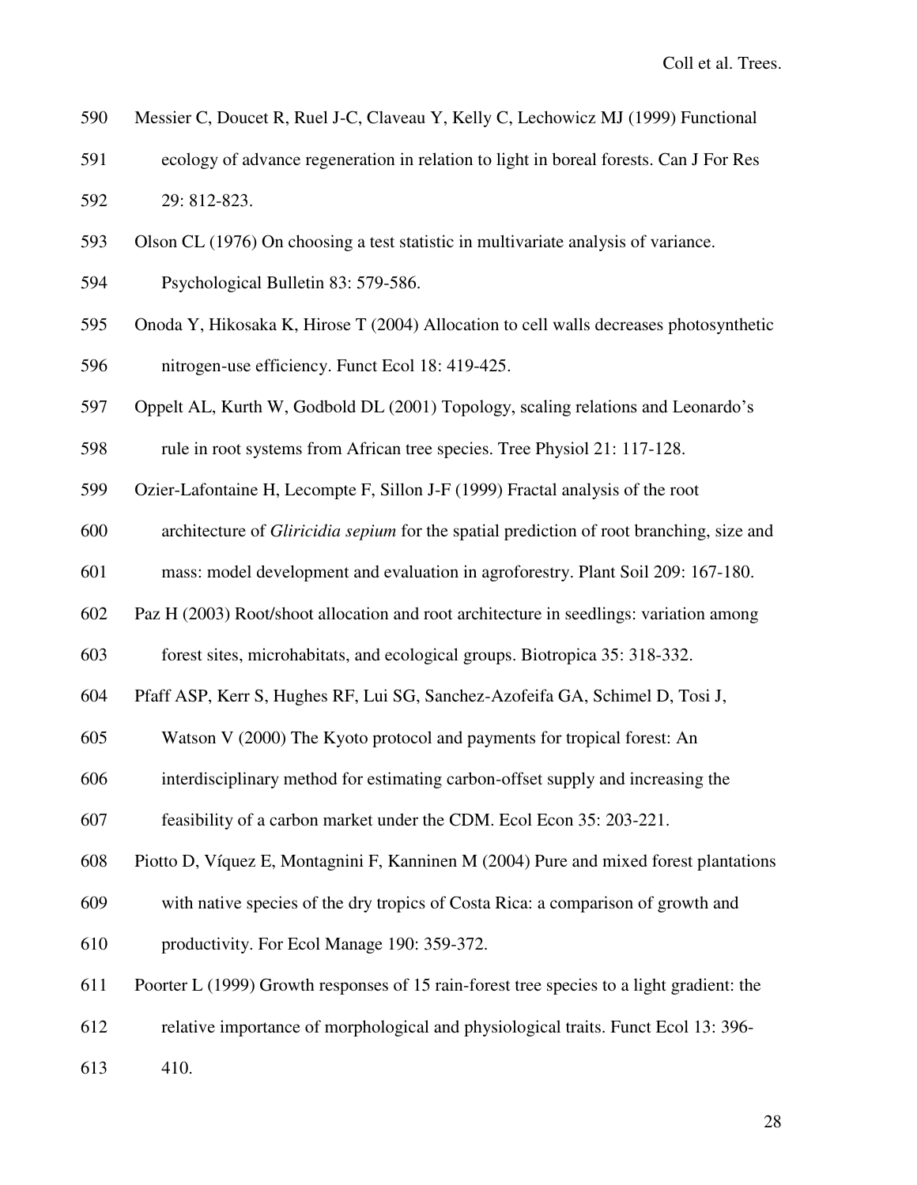Messier C, Doucet R, Ruel J-C, Claveau Y, Kelly C, Lechowicz MJ (1999) Functional ecology of advance regeneration in relation to light in boreal forests. Can J For Res 29: 812-823.

Olson CL (1976) On choosing a test statistic in multivariate analysis of variance. Psychological Bulletin 83: 579-586.

Onoda Y, Hikosaka K, Hirose T (2004) Allocation to cell walls decreases photosynthetic nitrogen-use efficiency. Funct Ecol 18: 419-425.

Oppelt AL, Kurth W, Godbold DL (2001) Topology, scaling relations and Leonardo's rule in root systems from African tree species. Tree Physiol 21: 117-128.

Ozier-Lafontaine H, Lecompte F, Sillon J-F (1999) Fractal analysis of the root architecture of *Gliricidia sepium* for the spatial prediction of root branching, size and mass: model development and evaluation in agroforestry. Plant Soil 209: 167-180.

Paz H (2003) Root/shoot allocation and root architecture in seedlings: variation among forest sites, microhabitats, and ecological groups. Biotropica 35: 318-332.

Pfaff ASP, Kerr S, Hughes RF, Lui SG, Sanchez-Azofeifa GA, Schimel D, Tosi J, Watson V (2000) The Kyoto protocol and payments for tropical forest: An interdisciplinary method for estimating carbon-offset supply and increasing the feasibility of a carbon market under the CDM. Ecol Econ 35: 203-221.

Piotto D, Víquez E, Montagnini F, Kanninen M (2004) Pure and mixed forest plantations with native species of the dry tropics of Costa Rica: a comparison of growth and productivity. For Ecol Manage 190: 359-372.

Poorter L (1999) Growth responses of 15 rain-forest tree species to a light gradient: the relative importance of morphological and physiological traits. Funct Ecol 13: 396-410.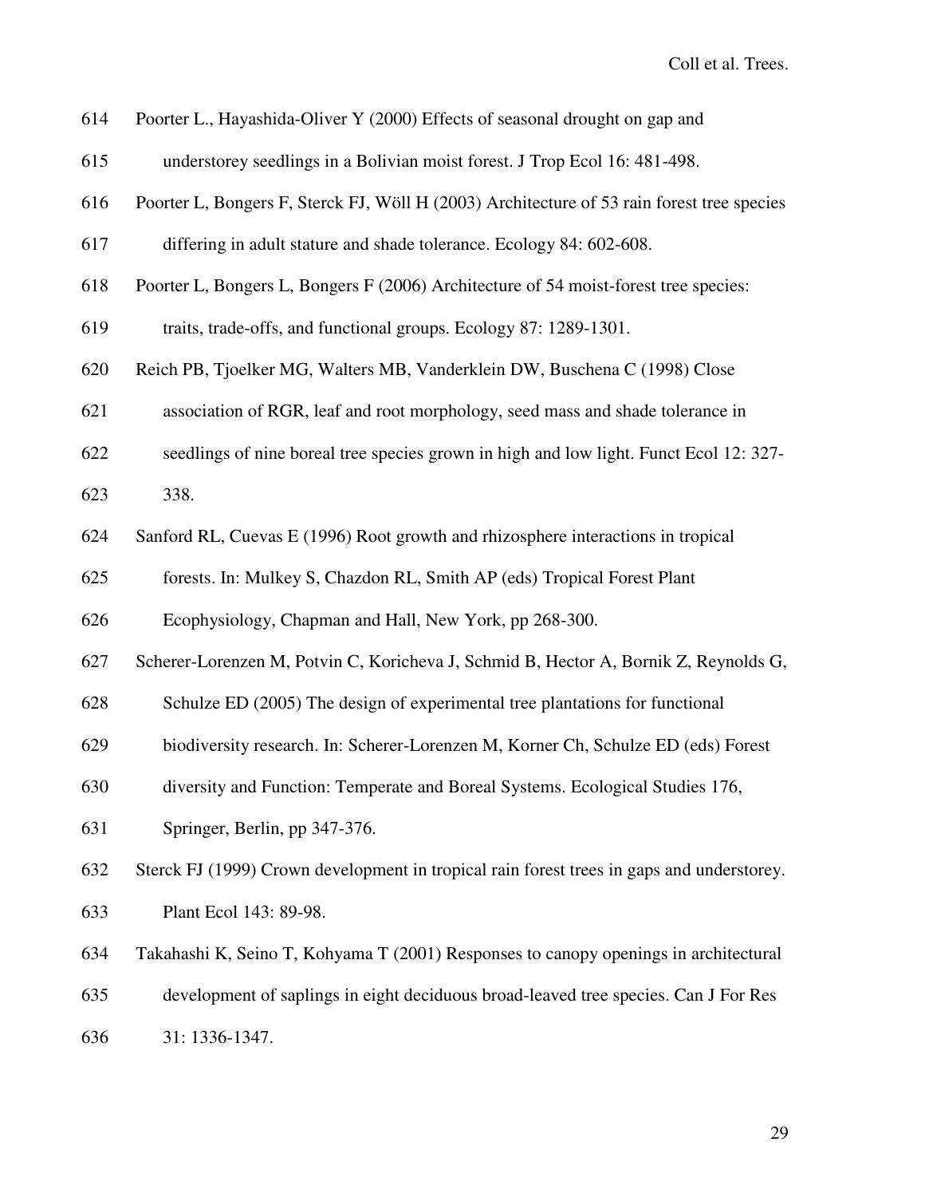614 Poorter L., Hayashida-Oliver Y (2000) Effects of seasonal drought on gap and
615 understorey seedlings in a Bolivian moist forest. J Trop Ecol 16: 481-498.

616 Poorter L, Bongers F, Sterck FJ, Wöll H (2003) Architecture of 53 rain forest tree species
617 differing in adult stature and shade tolerance. Ecology 84: 602-608.

618 Poorter L, Bongers L, Bongers F (2006) Architecture of 54 moist-forest tree species:
619 traits, trade-offs, and functional groups. Ecology 87: 1289-1301.

620 Reich PB, Tjoelker MG, Walters MB, Vanderklein DW, Buschena C (1998) Close
621 association of RGR, leaf and root morphology, seed mass and shade tolerance in
622 seedlings of nine boreal tree species grown in high and low light. Funct Ecol 12: 327-
623 338.

624 Sanford RL, Cuevas E (1996) Root growth and rhizosphere interactions in tropical
625 forests. In: Mulkey S, Chazdon RL, Smith AP (eds) Tropical Forest Plant
626 Ecophysiology, Chapman and Hall, New York, pp 268-300.

627 Scherer-Lorenzen M, Potvin C, Koricheva J, Schmid B, Hector A, Bornik Z, Reynolds G,
628 Schulze ED (2005) The design of experimental tree plantations for functional
629 biodiversity research. In: Scherer-Lorenzen M, Korner Ch, Schulze ED (eds) Forest
630 diversity and Function: Temperate and Boreal Systems. Ecological Studies 176,
631 Springer, Berlin, pp 347-376.

632 Sterck FJ (1999) Crown development in tropical rain forest trees in gaps and understorey.
633 Plant Ecol 143: 89-98.

634 Takahashi K, Seino T, Kohyama T (2001) Responses to canopy openings in architectural
635 development of saplings in eight deciduous broad-leaved tree species. Can J For Res
636 31: 1336-1347.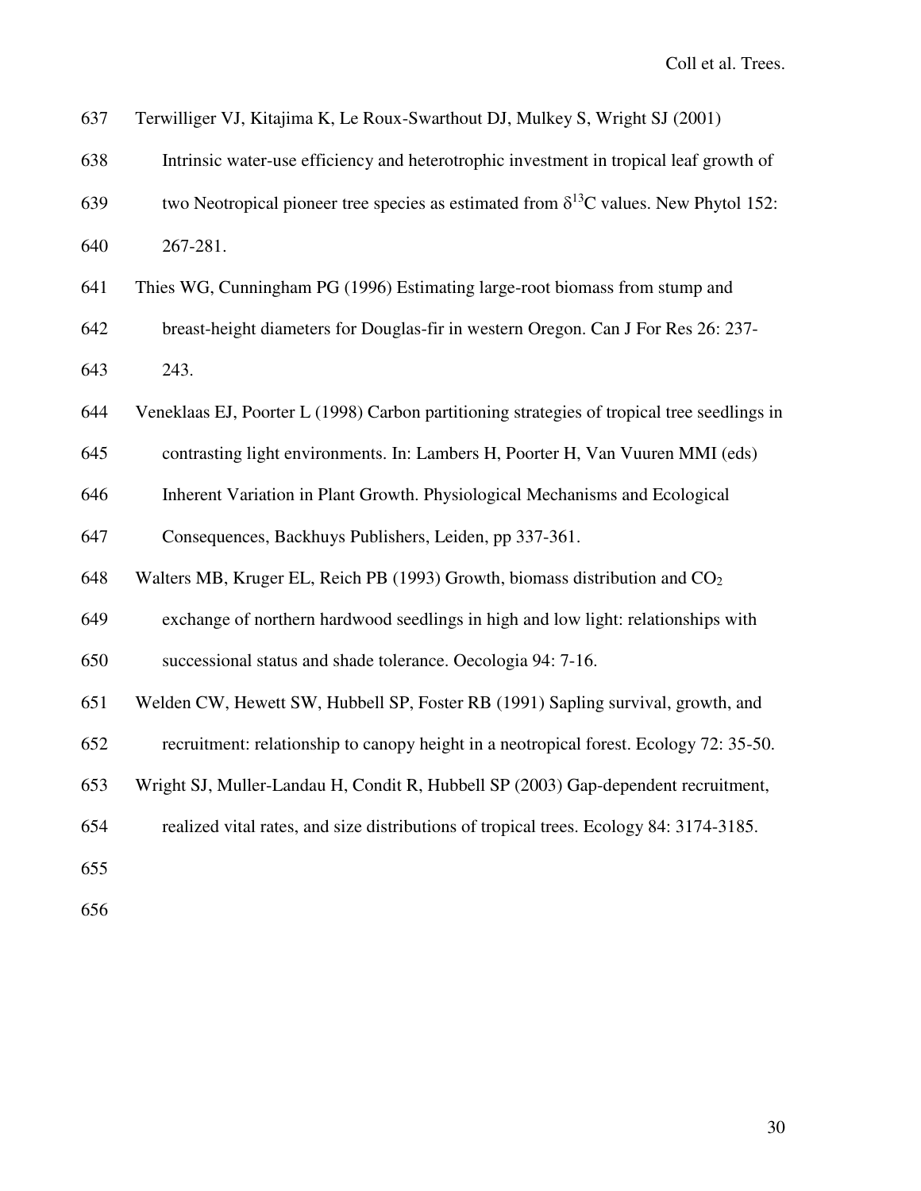Terwilliger VJ, Kitajima K, Le Roux-Swarthout DJ, Mulkey S, Wright SJ (2001) Intrinsic water-use efficiency and heterotrophic investment in tropical leaf growth of two Neotropical pioneer tree species as estimated from $\delta^{13}C$ values. New Phytol 152: 267-281.

Thies WG, Cunningham PG (1996) Estimating large-root biomass from stump and breast-height diameters for Douglas-fir in western Oregon. Can J For Res 26: 237-243.

Veneklaas EJ, Poorter L (1998) Carbon partitioning strategies of tropical tree seedlings in contrasting light environments. In: Lambers H, Poorter H, Van Vuuren MMI (eds) Inherent Variation in Plant Growth. Physiological Mechanisms and Ecological Consequences, Backhuys Publishers, Leiden, pp 337-361.

Walters MB, Kruger EL, Reich PB (1993) Growth, biomass distribution and $CO_2$ exchange of northern hardwood seedlings in high and low light: relationships with successional status and shade tolerance. Oecologia 94: 7-16.

Welden CW, Hewett SW, Hubbell SP, Foster RB (1991) Sapling survival, growth, and recruitment: relationship to canopy height in a neotropical forest. Ecology 72: 35-50.

Wright SJ, Muller-Landau H, Condit R, Hubbell SP (2003) Gap-dependent recruitment, realized vital rates, and size distributions of tropical trees. Ecology 84: 3174-3185.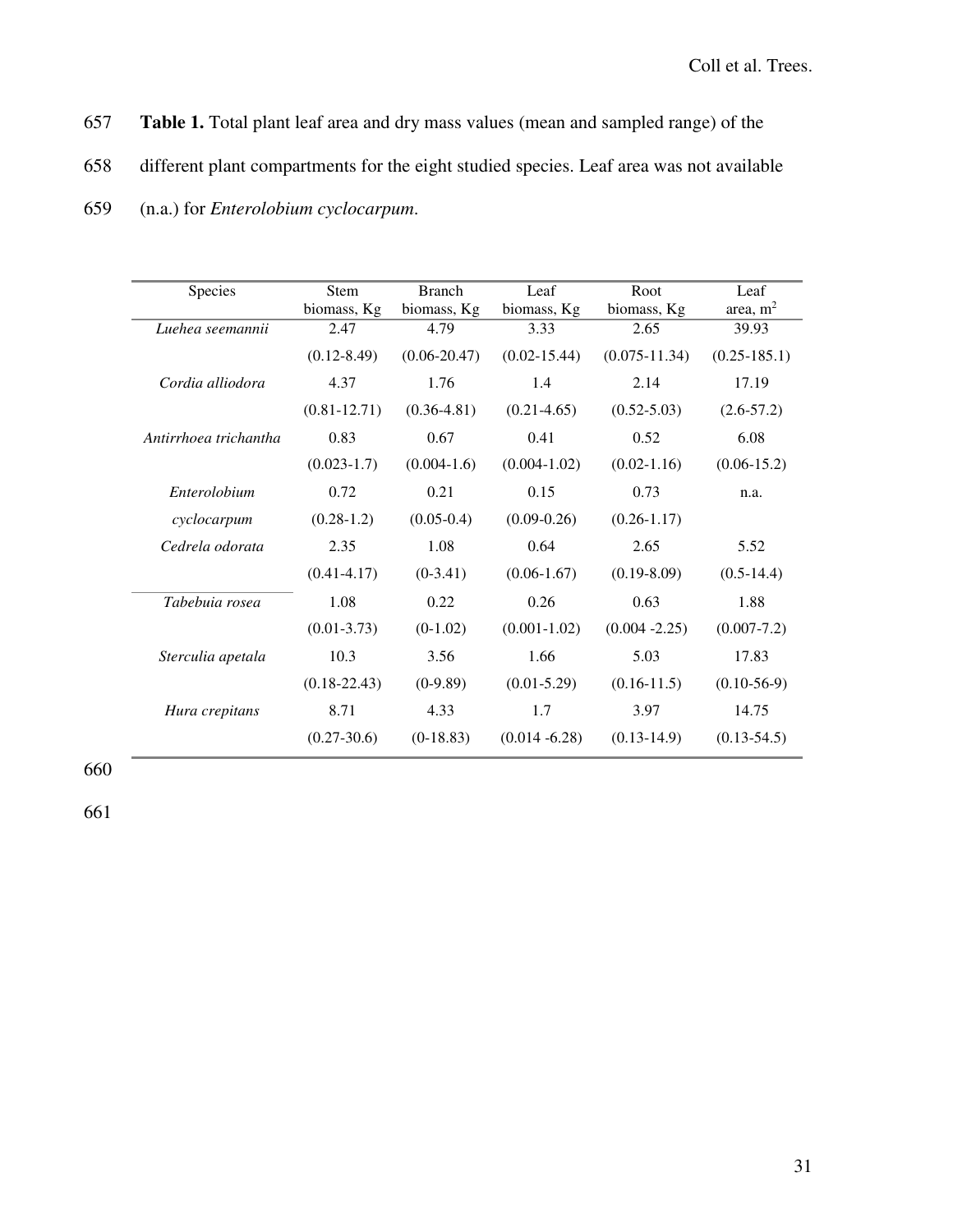**Table 1.** Total plant leaf area and dry mass values (mean and sampled range) of the different plant compartments for the eight studied species. Leaf area was not available (n.a.) for *Enterolobium cyclocarpum*.

| Species | Stem biomass, Kg | Branch biomass, Kg | Leaf biomass, Kg | Root biomass, Kg | Leaf area, $m^2$ |
|---|---|---|---|---|---|
| *Luehea seemannii* | 2.47 | 4.79 | 3.33 | 2.65 | 39.93 |
| | (0.12-8.49) | (0.06-20.47) | (0.02-15.44) | (0.075-11.34) | (0.25-185.1) |
| *Cordia alliodora* | 4.37 | 1.76 | 1.4 | 2.14 | 17.19 |
| | (0.81-12.71) | (0.36-4.81) | (0.21-4.65) | (0.52-5.03) | (2.6-57.2) |
| *Antirrhoea trichantha* | 0.83 | 0.67 | 0.41 | 0.52 | 6.08 |
| | (0.023-1.7) | (0.004-1.6) | (0.004-1.02) | (0.02-1.16) | (0.06-15.2) |
| *Enterolobium cyclocarpum* | 0.72 | 0.21 | 0.15 | 0.73 | n.a. |
| | (0.28-1.2) | (0.05-0.4) | (0.09-0.26) | (0.26-1.17) | |
| *Cedrela odorata* | 2.35 | 1.08 | 0.64 | 2.65 | 5.52 |
| | (0.41-4.17) | (0-3.41) | (0.06-1.67) | (0.19-8.09) | (0.5-14.4) |
| *Tabebuia rosea* | 1.08 | 0.22 | 0.26 | 0.63 | 1.88 |
| | (0.01-3.73) | (0-1.02) | (0.001-1.02) | (0.004 -2.25) | (0.007-7.2) |
| *Sterculia apetala* | 10.3 | 3.56 | 1.66 | 5.03 | 17.83 |
| | (0.18-22.43) | (0-9.89) | (0.01-5.29) | (0.16-11.5) | (0.10-56-9) |
| *Hura crepitans* | 8.71 | 4.33 | 1.7 | 3.97 | 14.75 |
| | (0.27-30.6) | (0-18.83) | (0.014 -6.28) | (0.13-14.9) | (0.13-54.5) |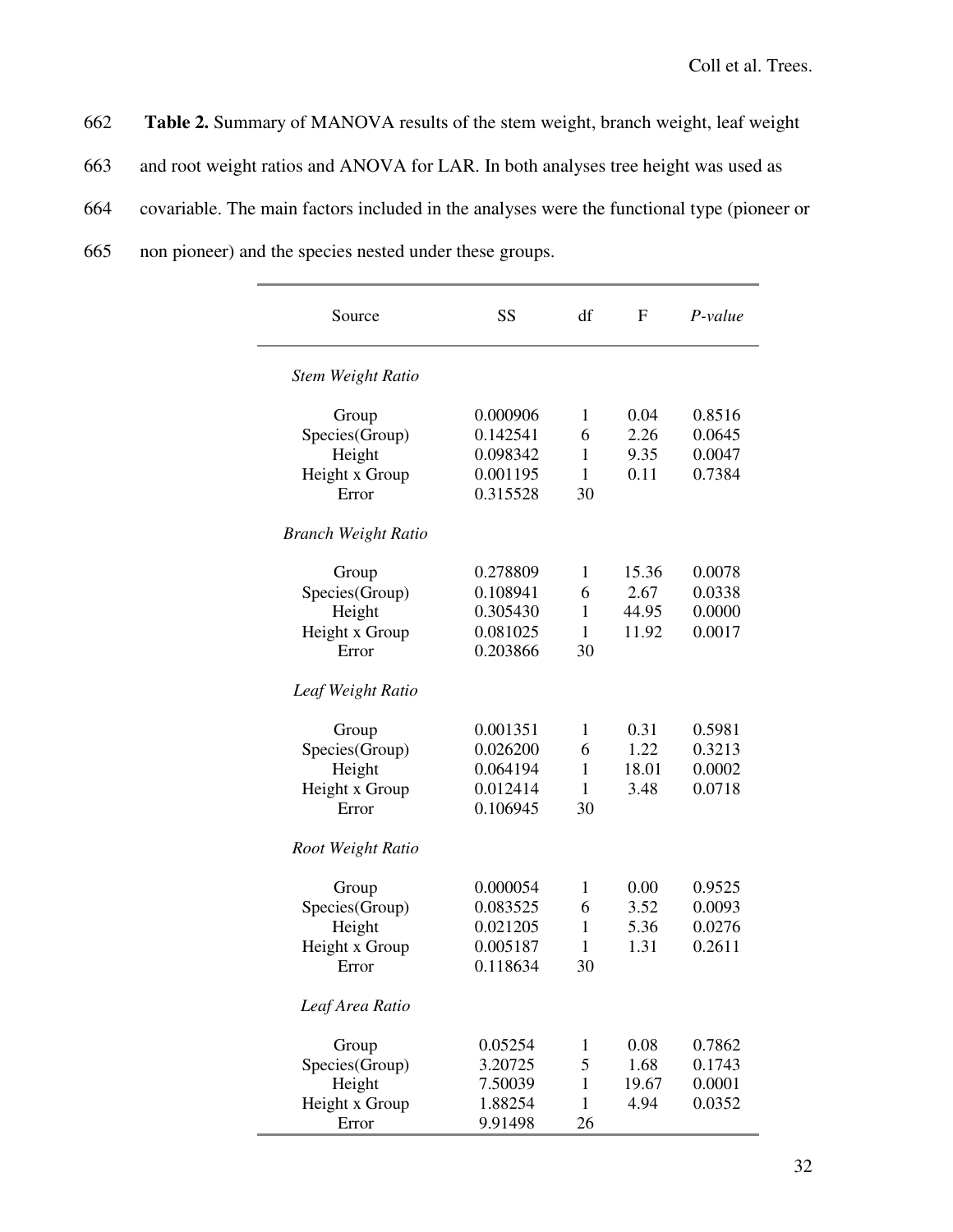662 **Table 2.** Summary of MANOVA results of the stem weight, branch weight, leaf weight

663 and root weight ratios and ANOVA for LAR. In both analyses tree height was used as

664 covariable. The main factors included in the analyses were the functional type (pioneer or

665 non pioneer) and the species nested under these groups.

| Source | SS | df | F | *P-value* |
|---|---|---|---|---|
| *Stem Weight Ratio* | | | | |
| Group | 0.000906 | 1 | 0.04 | 0.8516 |
| Species(Group) | 0.142541 | 6 | 2.26 | 0.0645 |
| Height | 0.098342 | 1 | 9.35 | 0.0047 |
| Height x Group | 0.001195 | 1 | 0.11 | 0.7384 |
| Error | 0.315528 | 30 | | |
| *Branch Weight Ratio* | | | | |
| Group | 0.278809 | 1 | 15.36 | 0.0078 |
| Species(Group) | 0.108941 | 6 | 2.67 | 0.0338 |
| Height | 0.305430 | 1 | 44.95 | 0.0000 |
| Height x Group | 0.081025 | 1 | 11.92 | 0.0017 |
| Error | 0.203866 | 30 | | |
| *Leaf Weight Ratio* | | | | |
| Group | 0.001351 | 1 | 0.31 | 0.5981 |
| Species(Group) | 0.026200 | 6 | 1.22 | 0.3213 |
| Height | 0.064194 | 1 | 18.01 | 0.0002 |
| Height x Group | 0.012414 | 1 | 3.48 | 0.0718 |
| Error | 0.106945 | 30 | | |
| *Root Weight Ratio* | | | | |
| Group | 0.000054 | 1 | 0.00 | 0.9525 |
| Species(Group) | 0.083525 | 6 | 3.52 | 0.0093 |
| Height | 0.021205 | 1 | 5.36 | 0.0276 |
| Height x Group | 0.005187 | 1 | 1.31 | 0.2611 |
| Error | 0.118634 | 30 | | |
| *Leaf Area Ratio* | | | | |
| Group | 0.05254 | 1 | 0.08 | 0.7862 |
| Species(Group) | 3.20725 | 5 | 1.68 | 0.1743 |
| Height | 7.50039 | 1 | 19.67 | 0.0001 |
| Height x Group | 1.88254 | 1 | 4.94 | 0.0352 |
| Error | 9.91498 | 26 | | |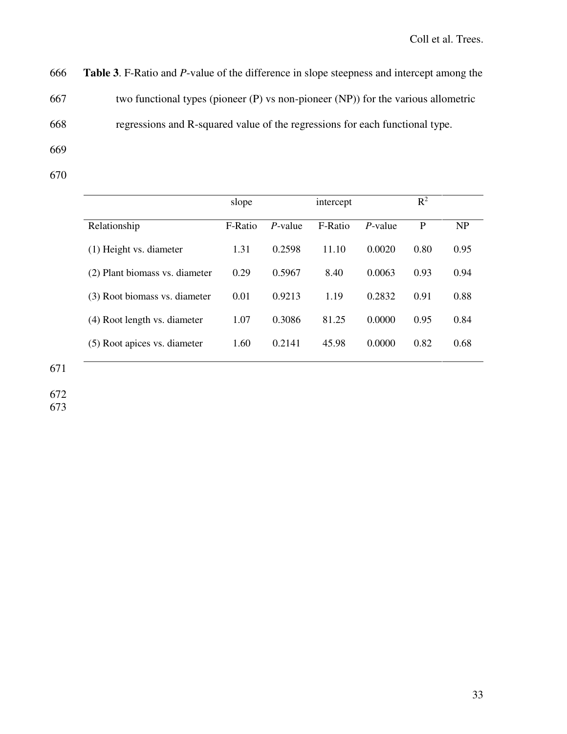**Table 3**. F-Ratio and *P*-value of the difference in slope steepness and intercept among the two functional types (pioneer (P) vs non-pioneer (NP)) for the various allometric regressions and R-squared value of the regressions for each functional type.

| | slope | | intercept | | $R^2$ | |
|---|---|---|---|---|---|---|
| Relationship | F-Ratio | *P*-value | F-Ratio | *P*-value | P | NP |
| (1) Height vs. diameter | 1.31 | 0.2598 | 11.10 | 0.0020 | 0.80 | 0.95 |
| (2) Plant biomass vs. diameter | 0.29 | 0.5967 | 8.40 | 0.0063 | 0.93 | 0.94 |
| (3) Root biomass vs. diameter | 0.01 | 0.9213 | 1.19 | 0.2832 | 0.91 | 0.88 |
| (4) Root length vs. diameter | 1.07 | 0.3086 | 81.25 | 0.0000 | 0.95 | 0.84 |
| (5) Root apices vs. diameter | 1.60 | 0.2141 | 45.98 | 0.0000 | 0.82 | 0.68 |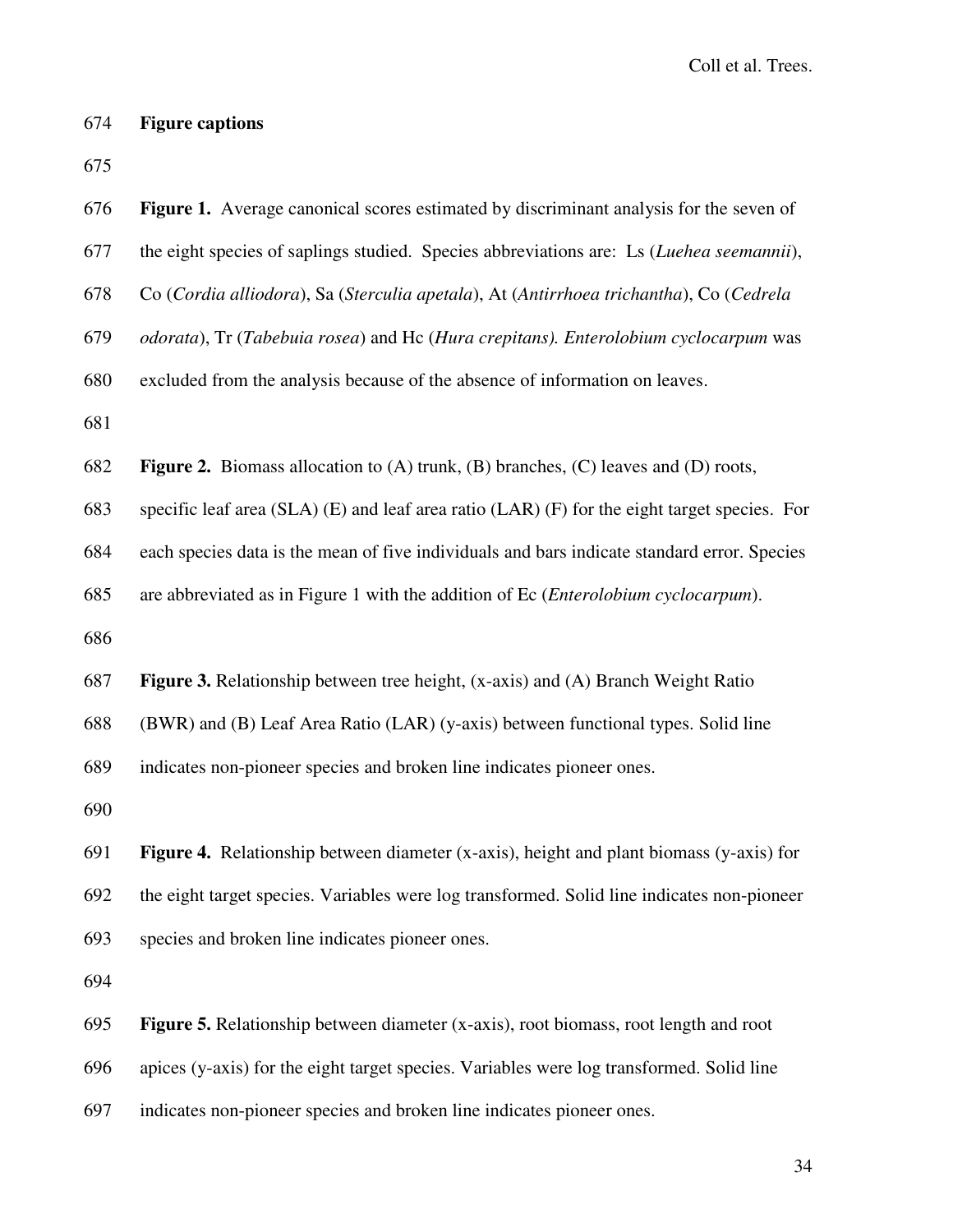**Figure captions**

**Figure 1.** Average canonical scores estimated by discriminant analysis for the seven of the eight species of saplings studied. Species abbreviations are: Ls (*Luehea seemannii*), Co (*Cordia alliodora*), Sa (*Sterculia apetala*), At (*Antirrhoea trichantha*), Co (*Cedrela odorata*), Tr (*Tabebuia rosea*) and Hc (*Hura crepitans). Enterolobium cyclocarpum* was excluded from the analysis because of the absence of information on leaves.

**Figure 2.** Biomass allocation to (A) trunk, (B) branches, (C) leaves and (D) roots, specific leaf area (SLA) (E) and leaf area ratio (LAR) (F) for the eight target species. For each species data is the mean of five individuals and bars indicate standard error. Species are abbreviated as in Figure 1 with the addition of Ec (*Enterolobium cyclocarpum*).

**Figure 3.** Relationship between tree height, (x-axis) and (A) Branch Weight Ratio (BWR) and (B) Leaf Area Ratio (LAR) (y-axis) between functional types. Solid line indicates non-pioneer species and broken line indicates pioneer ones.

**Figure 4.** Relationship between diameter (x-axis), height and plant biomass (y-axis) for the eight target species. Variables were log transformed. Solid line indicates non-pioneer species and broken line indicates pioneer ones.

**Figure 5.** Relationship between diameter (x-axis), root biomass, root length and root apices (y-axis) for the eight target species. Variables were log transformed. Solid line indicates non-pioneer species and broken line indicates pioneer ones.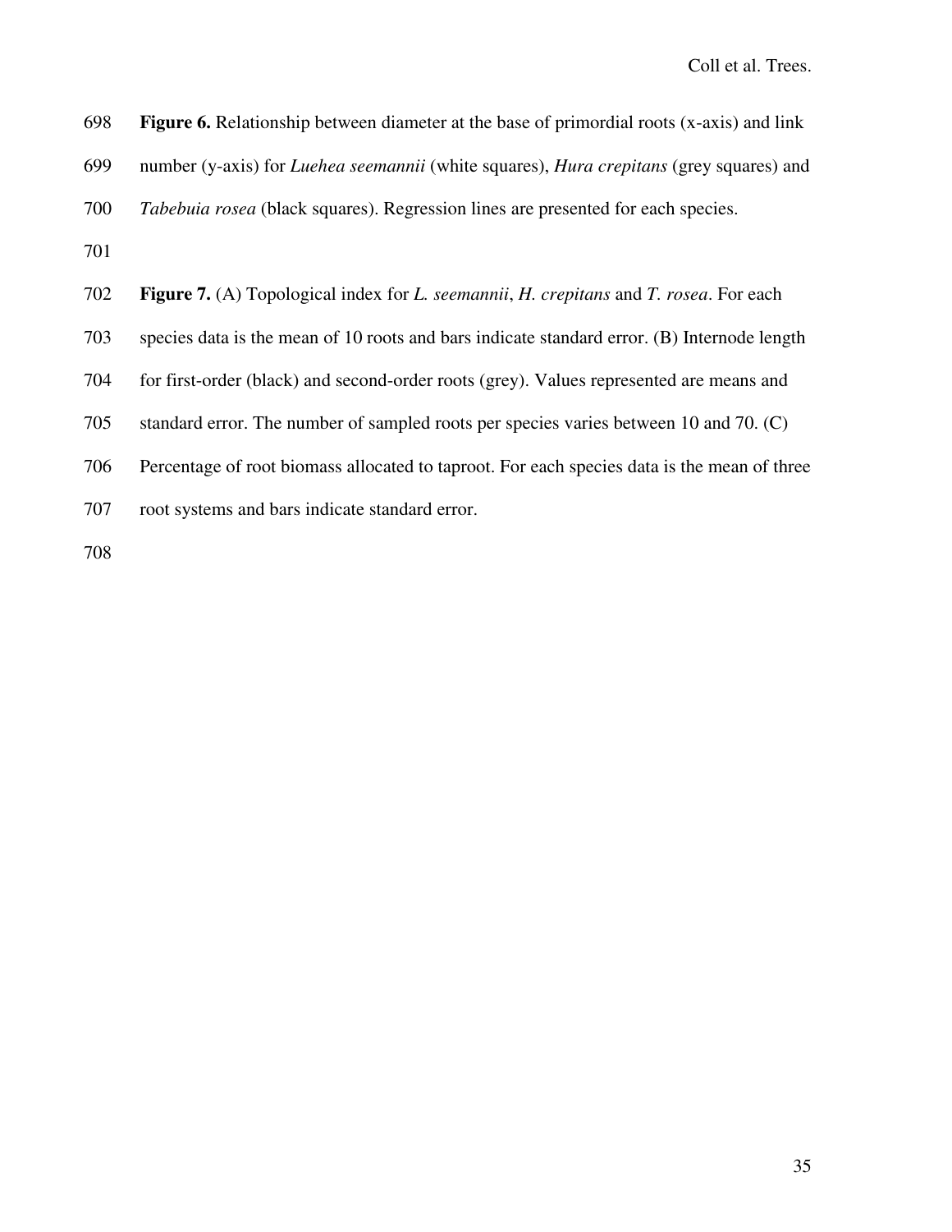**Figure 6.** Relationship between diameter at the base of primordial roots (x-axis) and link number (y-axis) for *Luehea seemannii* (white squares), *Hura crepitans* (grey squares) and *Tabebuia rosea* (black squares). Regression lines are presented for each species.

**Figure 7.** (A) Topological index for *L. seemannii*, *H. crepitans* and *T. rosea*. For each species data is the mean of 10 roots and bars indicate standard error. (B) Internode length for first-order (black) and second-order roots (grey). Values represented are means and standard error. The number of sampled roots per species varies between 10 and 70. (C) Percentage of root biomass allocated to taproot. For each species data is the mean of three root systems and bars indicate standard error.